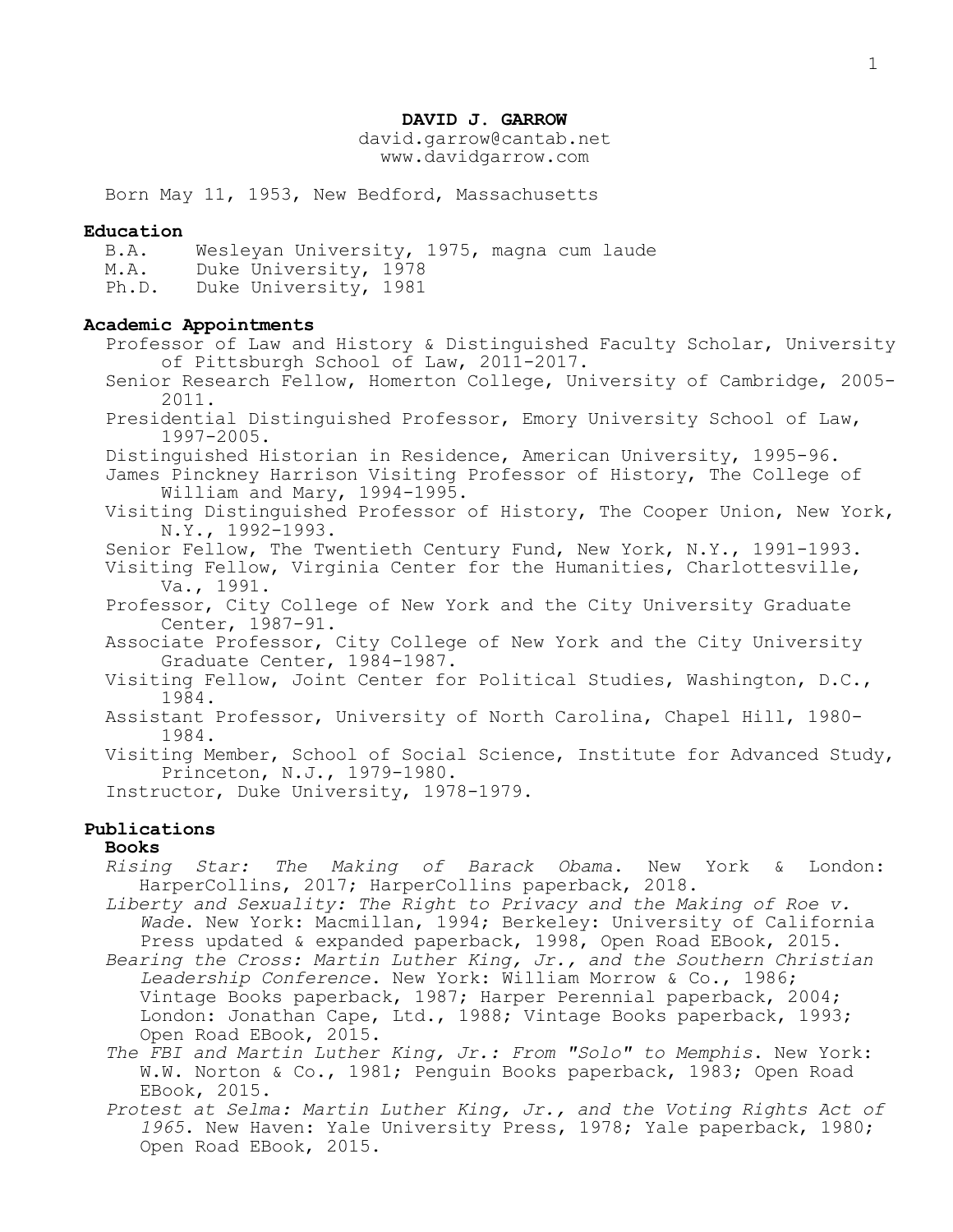# DAVID J. GARROW

david.garrow@cantab.net
www.davidgarrow.com

Born May 11, 1953, New Bedford, Massachusetts

## Education

- B.A. Wesleyan University, 1975, magna cum laude
- M.A. Duke University, 1978
- Ph.D. Duke University, 1981

## Academic Appointments

- Professor of Law and History & Distinguished Faculty Scholar, University of Pittsburgh School of Law, 2011-2017.
- Senior Research Fellow, Homerton College, University of Cambridge, 2005-2011.
- Presidential Distinguished Professor, Emory University School of Law, 1997-2005.
- Distinguished Historian in Residence, American University, 1995-96.
- James Pinckney Harrison Visiting Professor of History, The College of William and Mary, 1994-1995.
- Visiting Distinguished Professor of History, The Cooper Union, New York, N.Y., 1992-1993.
- Senior Fellow, The Twentieth Century Fund, New York, N.Y., 1991-1993.
- Visiting Fellow, Virginia Center for the Humanities, Charlottesville, Va., 1991.
- Professor, City College of New York and the City University Graduate Center, 1987-91.
- Associate Professor, City College of New York and the City University Graduate Center, 1984-1987.
- Visiting Fellow, Joint Center for Political Studies, Washington, D.C., 1984.
- Assistant Professor, University of North Carolina, Chapel Hill, 1980-1984.
- Visiting Member, School of Social Science, Institute for Advanced Study, Princeton, N.J., 1979-1980.
- Instructor, Duke University, 1978-1979.

## Publications

### Books

- *Rising Star: The Making of Barack Obama*. New York & London: HarperCollins, 2017; HarperCollins paperback, 2018.
- *Liberty and Sexuality: The Right to Privacy and the Making of Roe v. Wade*. New York: Macmillan, 1994; Berkeley: University of California Press updated & expanded paperback, 1998, Open Road EBook, 2015.
- *Bearing the Cross: Martin Luther King, Jr., and the Southern Christian Leadership Conference*. New York: William Morrow & Co., 1986; Vintage Books paperback, 1987; Harper Perennial paperback, 2004; London: Jonathan Cape, Ltd., 1988; Vintage Books paperback, 1993; Open Road EBook, 2015.
- *The FBI and Martin Luther King, Jr.: From "Solo" to Memphis*. New York: W.W. Norton & Co., 1981; Penguin Books paperback, 1983; Open Road EBook, 2015.
- *Protest at Selma: Martin Luther King, Jr., and the Voting Rights Act of 1965*. New Haven: Yale University Press, 1978; Yale paperback, 1980; Open Road EBook, 2015.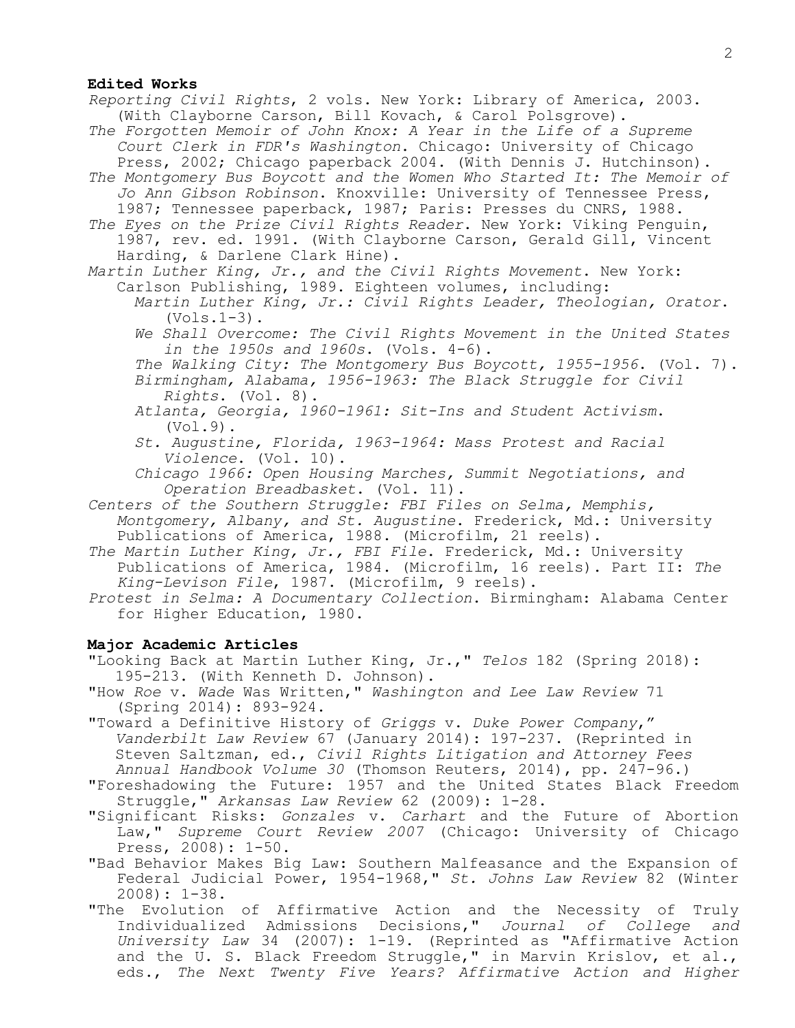**Edited Works**

*Reporting Civil Rights*, 2 vols. New York: Library of America, 2003. (With Clayborne Carson, Bill Kovach, & Carol Polsgrove).

*The Forgotten Memoir of John Knox: A Year in the Life of a Supreme Court Clerk in FDR's Washington*. Chicago: University of Chicago Press, 2002; Chicago paperback 2004. (With Dennis J. Hutchinson).

*The Montgomery Bus Boycott and the Women Who Started It: The Memoir of Jo Ann Gibson Robinson*. Knoxville: University of Tennessee Press, 1987; Tennessee paperback, 1987; Paris: Presses du CNRS, 1988.

*The Eyes on the Prize Civil Rights Reader*. New York: Viking Penguin, 1987, rev. ed. 1991. (With Clayborne Carson, Gerald Gill, Vincent Harding, & Darlene Clark Hine).

*Martin Luther King, Jr., and the Civil Rights Movement*. New York: Carlson Publishing, 1989. Eighteen volumes, including:

- *Martin Luther King, Jr.: Civil Rights Leader, Theologian, Orator*. (Vols.1-3).
- *We Shall Overcome: The Civil Rights Movement in the United States in the 1950s and 1960s*. (Vols. 4-6).
- *The Walking City: The Montgomery Bus Boycott, 1955-1956*. (Vol. 7).
- *Birmingham, Alabama, 1956-1963: The Black Struggle for Civil Rights*. (Vol. 8).
- *Atlanta, Georgia, 1960-1961: Sit-Ins and Student Activism*. (Vol.9).
- *St. Augustine, Florida, 1963-1964: Mass Protest and Racial Violence*. (Vol. 10).
- *Chicago 1966: Open Housing Marches, Summit Negotiations, and Operation Breadbasket*. (Vol. 11).

*Centers of the Southern Struggle: FBI Files on Selma, Memphis, Montgomery, Albany, and St. Augustine*. Frederick, Md.: University Publications of America, 1988. (Microfilm, 21 reels).

*The Martin Luther King, Jr., FBI File*. Frederick, Md.: University Publications of America, 1984. (Microfilm, 16 reels). Part II: *The King-Levison File*, 1987. (Microfilm, 9 reels).

*Protest in Selma: A Documentary Collection*. Birmingham: Alabama Center for Higher Education, 1980.

**Major Academic Articles**

"Looking Back at Martin Luther King, Jr.," *Telos* 182 (Spring 2018): 195-213. (With Kenneth D. Johnson).

"How *Roe* v. *Wade* Was Written," *Washington and Lee Law Review* 71 (Spring 2014): 893-924.

"Toward a Definitive History of *Griggs* v. *Duke Power Company*," *Vanderbilt Law Review* 67 (January 2014): 197-237. (Reprinted in Steven Saltzman, ed., *Civil Rights Litigation and Attorney Fees Annual Handbook Volume 30* (Thomson Reuters, 2014), pp. 247-96.)

"Foreshadowing the Future: 1957 and the United States Black Freedom Struggle," *Arkansas Law Review* 62 (2009): 1-28.

"Significant Risks: *Gonzales* v. *Carhart* and the Future of Abortion Law," *Supreme Court Review 2007* (Chicago: University of Chicago Press, 2008): 1-50.

"Bad Behavior Makes Big Law: Southern Malfeasance and the Expansion of Federal Judicial Power, 1954-1968," *St. Johns Law Review* 82 (Winter 2008): 1-38.

"The Evolution of Affirmative Action and the Necessity of Truly Individualized Admissions Decisions," *Journal of College and University Law* 34 (2007): 1-19. (Reprinted as "Affirmative Action and the U. S. Black Freedom Struggle," in Marvin Krislov, et al., eds., *The Next Twenty Five Years? Affirmative Action and Higher*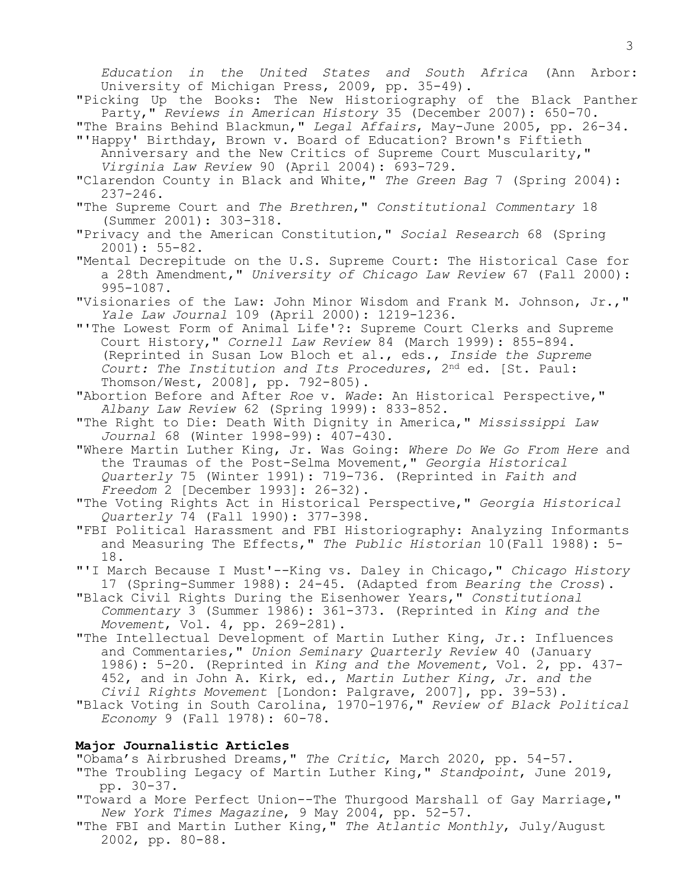*Education in the United States and South Africa* (Ann Arbor: University of Michigan Press, 2009, pp. 35-49).

"Picking Up the Books: The New Historiography of the Black Panther Party," *Reviews in American History* 35 (December 2007): 650-70.

"The Brains Behind Blackmun," *Legal Affairs*, May-June 2005, pp. 26-34.

"'Happy' Birthday, Brown v. Board of Education? Brown's Fiftieth Anniversary and the New Critics of Supreme Court Muscularity," *Virginia Law Review* 90 (April 2004): 693-729.

"Clarendon County in Black and White," *The Green Bag* 7 (Spring 2004): 237-246.

"The Supreme Court and *The Brethren*," *Constitutional Commentary* 18 (Summer 2001): 303-318.

"Privacy and the American Constitution," *Social Research* 68 (Spring 2001): 55-82.

"Mental Decrepitude on the U.S. Supreme Court: The Historical Case for a 28th Amendment," *University of Chicago Law Review* 67 (Fall 2000): 995-1087.

"Visionaries of the Law: John Minor Wisdom and Frank M. Johnson, Jr.," *Yale Law Journal* 109 (April 2000): 1219-1236.

"'The Lowest Form of Animal Life'?: Supreme Court Clerks and Supreme Court History," *Cornell Law Review* 84 (March 1999): 855-894. (Reprinted in Susan Low Bloch et al., eds., *Inside the Supreme Court: The Institution and Its Procedures*, 2nd ed. [St. Paul: Thomson/West, 2008], pp. 792-805).

"Abortion Before and After *Roe* v. *Wade*: An Historical Perspective," *Albany Law Review* 62 (Spring 1999): 833-852.

"The Right to Die: Death With Dignity in America," *Mississippi Law Journal* 68 (Winter 1998-99): 407-430.

"Where Martin Luther King, Jr. Was Going: *Where Do We Go From Here* and the Traumas of the Post-Selma Movement," *Georgia Historical Quarterly* 75 (Winter 1991): 719-736. (Reprinted in *Faith and Freedom* 2 [December 1993]: 26-32).

"The Voting Rights Act in Historical Perspective," *Georgia Historical Quarterly* 74 (Fall 1990): 377-398.

"FBI Political Harassment and FBI Historiography: Analyzing Informants and Measuring The Effects," *The Public Historian* 10(Fall 1988): 5-18.

"'I March Because I Must'--King vs. Daley in Chicago," *Chicago History* 17 (Spring-Summer 1988): 24-45. (Adapted from *Bearing the Cross*).

"Black Civil Rights During the Eisenhower Years," *Constitutional Commentary* 3 (Summer 1986): 361-373. (Reprinted in *King and the Movement*, Vol. 4, pp. 269-281).

"The Intellectual Development of Martin Luther King, Jr.: Influences and Commentaries," *Union Seminary Quarterly Review* 40 (January 1986): 5-20. (Reprinted in *King and the Movement,* Vol. 2, pp. 437-452, and in John A. Kirk, ed., *Martin Luther King, Jr. and the Civil Rights Movement* [London: Palgrave, 2007], pp. 39-53).

"Black Voting in South Carolina, 1970-1976," *Review of Black Political Economy* 9 (Fall 1978): 60-78.

**Major Journalistic Articles**

"Obama's Airbrushed Dreams," *The Critic*, March 2020, pp. 54-57.

"The Troubling Legacy of Martin Luther King," *Standpoint*, June 2019, pp. 30-37.

"Toward a More Perfect Union--The Thurgood Marshall of Gay Marriage," *New York Times Magazine*, 9 May 2004, pp. 52-57.

"The FBI and Martin Luther King," *The Atlantic Monthly*, July/August 2002, pp. 80-88.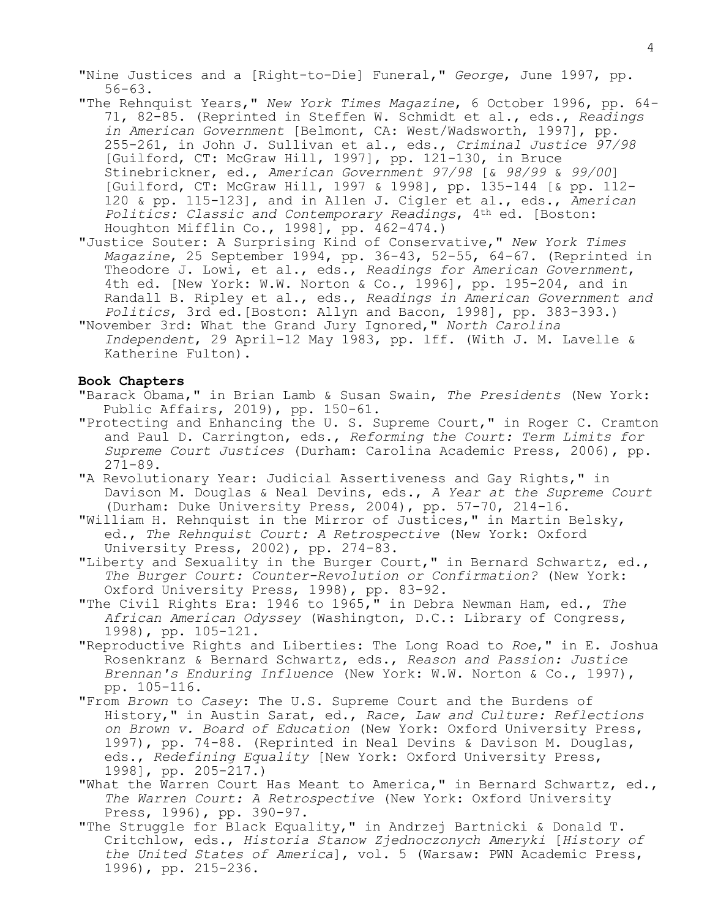"Nine Justices and a [Right-to-Die] Funeral," *George*, June 1997, pp. 56-63.

"The Rehnquist Years," *New York Times Magazine*, 6 October 1996, pp. 64-71, 82-85. (Reprinted in Steffen W. Schmidt et al., eds., *Readings in American Government* [Belmont, CA: West/Wadsworth, 1997], pp. 255-261, in John J. Sullivan et al., eds., *Criminal Justice 97/98* [Guilford, CT: McGraw Hill, 1997], pp. 121-130, in Bruce Stinebrickner, ed., *American Government 97/98* [& *98/99* & *99/00*] [Guilford, CT: McGraw Hill, 1997 & 1998], pp. 135-144 [& pp. 112-120 & pp. 115-123], and in Allen J. Cigler et al., eds., *American Politics: Classic and Contemporary Readings*, 4th ed. [Boston: Houghton Mifflin Co., 1998], pp. 462-474.)

"Justice Souter: A Surprising Kind of Conservative," *New York Times Magazine*, 25 September 1994, pp. 36-43, 52-55, 64-67. (Reprinted in Theodore J. Lowi, et al., eds., *Readings for American Government*, 4th ed. [New York: W.W. Norton & Co., 1996], pp. 195-204, and in Randall B. Ripley et al., eds., *Readings in American Government and Politics*, 3rd ed.[Boston: Allyn and Bacon, 1998], pp. 383-393.)

"November 3rd: What the Grand Jury Ignored," *North Carolina Independent*, 29 April-12 May 1983, pp. 1ff. (With J. M. Lavelle & Katherine Fulton).

**Book Chapters**

"Barack Obama," in Brian Lamb & Susan Swain, *The Presidents* (New York: Public Affairs, 2019), pp. 150-61.

"Protecting and Enhancing the U. S. Supreme Court," in Roger C. Cramton and Paul D. Carrington, eds., *Reforming the Court: Term Limits for Supreme Court Justices* (Durham: Carolina Academic Press, 2006), pp. 271-89.

"A Revolutionary Year: Judicial Assertiveness and Gay Rights," in Davison M. Douglas & Neal Devins, eds., *A Year at the Supreme Court* (Durham: Duke University Press, 2004), pp. 57-70, 214-16.

"William H. Rehnquist in the Mirror of Justices," in Martin Belsky, ed., *The Rehnquist Court: A Retrospective* (New York: Oxford University Press, 2002), pp. 274-83.

"Liberty and Sexuality in the Burger Court," in Bernard Schwartz, ed., *The Burger Court: Counter-Revolution or Confirmation?* (New York: Oxford University Press, 1998), pp. 83-92.

"The Civil Rights Era: 1946 to 1965," in Debra Newman Ham, ed., *The African American Odyssey* (Washington, D.C.: Library of Congress, 1998), pp. 105-121.

"Reproductive Rights and Liberties: The Long Road to *Roe*," in E. Joshua Rosenkranz & Bernard Schwartz, eds., *Reason and Passion: Justice Brennan's Enduring Influence* (New York: W.W. Norton & Co., 1997), pp. 105-116.

"From *Brown* to *Casey*: The U.S. Supreme Court and the Burdens of History," in Austin Sarat, ed., *Race, Law and Culture: Reflections on Brown v. Board of Education* (New York: Oxford University Press, 1997), pp. 74-88. (Reprinted in Neal Devins & Davison M. Douglas, eds., *Redefining Equality* [New York: Oxford University Press, 1998], pp. 205-217.)

"What the Warren Court Has Meant to America," in Bernard Schwartz, ed., *The Warren Court: A Retrospective* (New York: Oxford University Press, 1996), pp. 390-97.

"The Struggle for Black Equality," in Andrzej Bartnicki & Donald T. Critchlow, eds., *Historia Stanow Zjednoczonych Ameryki* [*History of the United States of America*], vol. 5 (Warsaw: PWN Academic Press, 1996), pp. 215-236.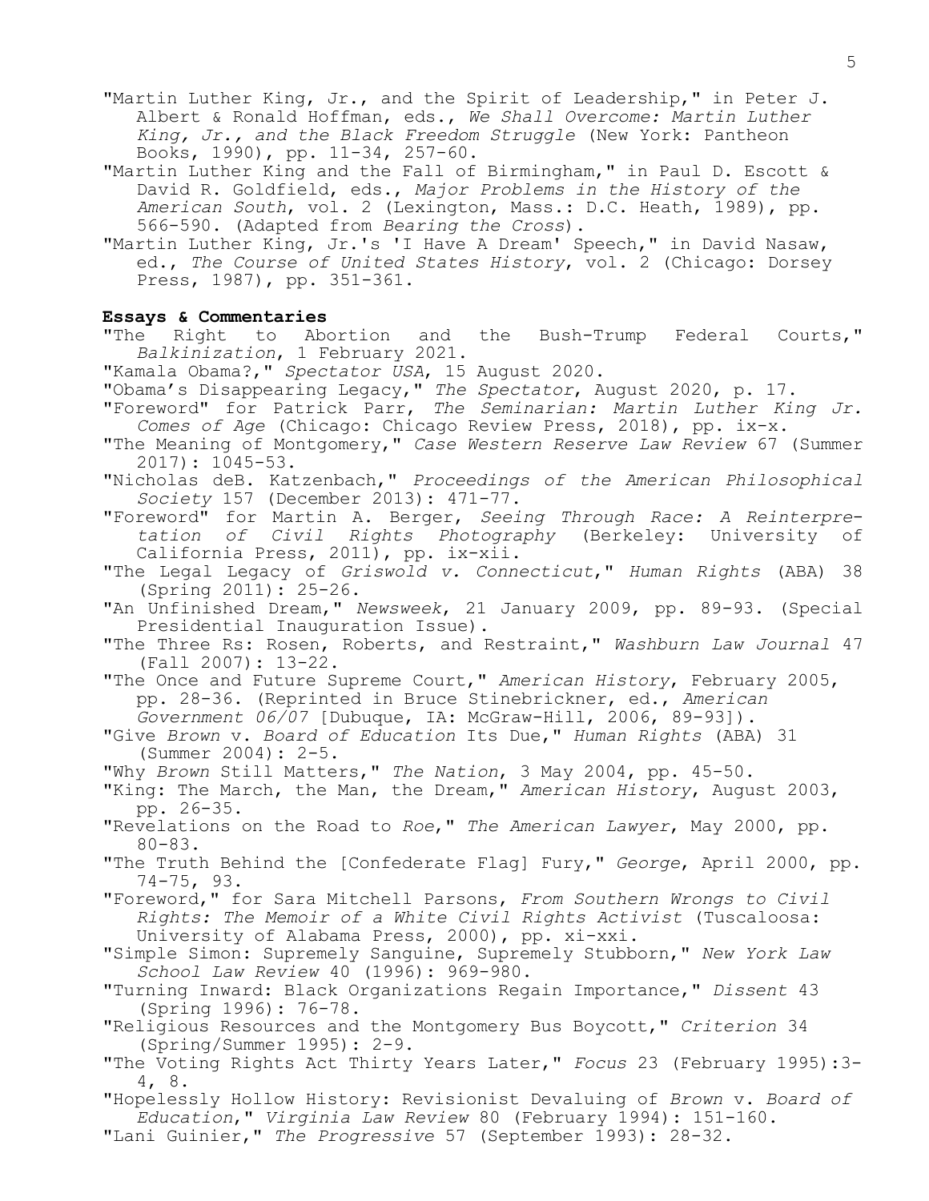"Martin Luther King, Jr., and the Spirit of Leadership," in Peter J. Albert & Ronald Hoffman, eds., *We Shall Overcome: Martin Luther King, Jr., and the Black Freedom Struggle* (New York: Pantheon Books, 1990), pp. 11-34, 257-60.

"Martin Luther King and the Fall of Birmingham," in Paul D. Escott & David R. Goldfield, eds., *Major Problems in the History of the American South*, vol. 2 (Lexington, Mass.: D.C. Heath, 1989), pp. 566-590. (Adapted from *Bearing the Cross*).

"Martin Luther King, Jr.'s 'I Have A Dream' Speech," in David Nasaw, ed., *The Course of United States History*, vol. 2 (Chicago: Dorsey Press, 1987), pp. 351-361.

**Essays & Commentaries**

"The Right to Abortion and the Bush-Trump Federal Courts," *Balkinization*, 1 February 2021.

"Kamala Obama?," *Spectator USA*, 15 August 2020.

"Obama's Disappearing Legacy," *The Spectator*, August 2020, p. 17.

"Foreword" for Patrick Parr, *The Seminarian: Martin Luther King Jr. Comes of Age* (Chicago: Chicago Review Press, 2018), pp. ix-x.

"The Meaning of Montgomery," *Case Western Reserve Law Review* 67 (Summer 2017): 1045-53.

"Nicholas deB. Katzenbach," *Proceedings of the American Philosophical Society* 157 (December 2013): 471-77.

"Foreword" for Martin A. Berger, *Seeing Through Race: A Reinterpretation of Civil Rights Photography* (Berkeley: University of California Press, 2011), pp. ix-xii.

"The Legal Legacy of *Griswold v. Connecticut*," *Human Rights* (ABA) 38 (Spring 2011): 25-26.

"An Unfinished Dream," *Newsweek*, 21 January 2009, pp. 89-93. (Special Presidential Inauguration Issue).

"The Three Rs: Rosen, Roberts, and Restraint," *Washburn Law Journal* 47 (Fall 2007): 13-22.

"The Once and Future Supreme Court," *American History*, February 2005, pp. 28-36. (Reprinted in Bruce Stinebrickner, ed., *American Government 06/07* [Dubuque, IA: McGraw-Hill, 2006, 89-93]).

"Give *Brown* v. *Board of Education* Its Due," *Human Rights* (ABA) 31 (Summer 2004): 2-5.

"Why *Brown* Still Matters," *The Nation*, 3 May 2004, pp. 45-50.

"King: The March, the Man, the Dream," *American History*, August 2003, pp. 26-35.

"Revelations on the Road to *Roe*," *The American Lawyer*, May 2000, pp. 80-83.

"The Truth Behind the [Confederate Flag] Fury," *George*, April 2000, pp. 74-75, 93.

"Foreword," for Sara Mitchell Parsons, *From Southern Wrongs to Civil Rights: The Memoir of a White Civil Rights Activist* (Tuscaloosa: University of Alabama Press, 2000), pp. xi-xxi.

"Simple Simon: Supremely Sanguine, Supremely Stubborn," *New York Law School Law Review* 40 (1996): 969-980.

"Turning Inward: Black Organizations Regain Importance," *Dissent* 43 (Spring 1996): 76-78.

"Religious Resources and the Montgomery Bus Boycott," *Criterion* 34 (Spring/Summer 1995): 2-9.

"The Voting Rights Act Thirty Years Later," *Focus* 23 (February 1995):3-4, 8.

"Hopelessly Hollow History: Revisionist Devaluing of *Brown* v. *Board of Education*," *Virginia Law Review* 80 (February 1994): 151-160.

"Lani Guinier," *The Progressive* 57 (September 1993): 28-32.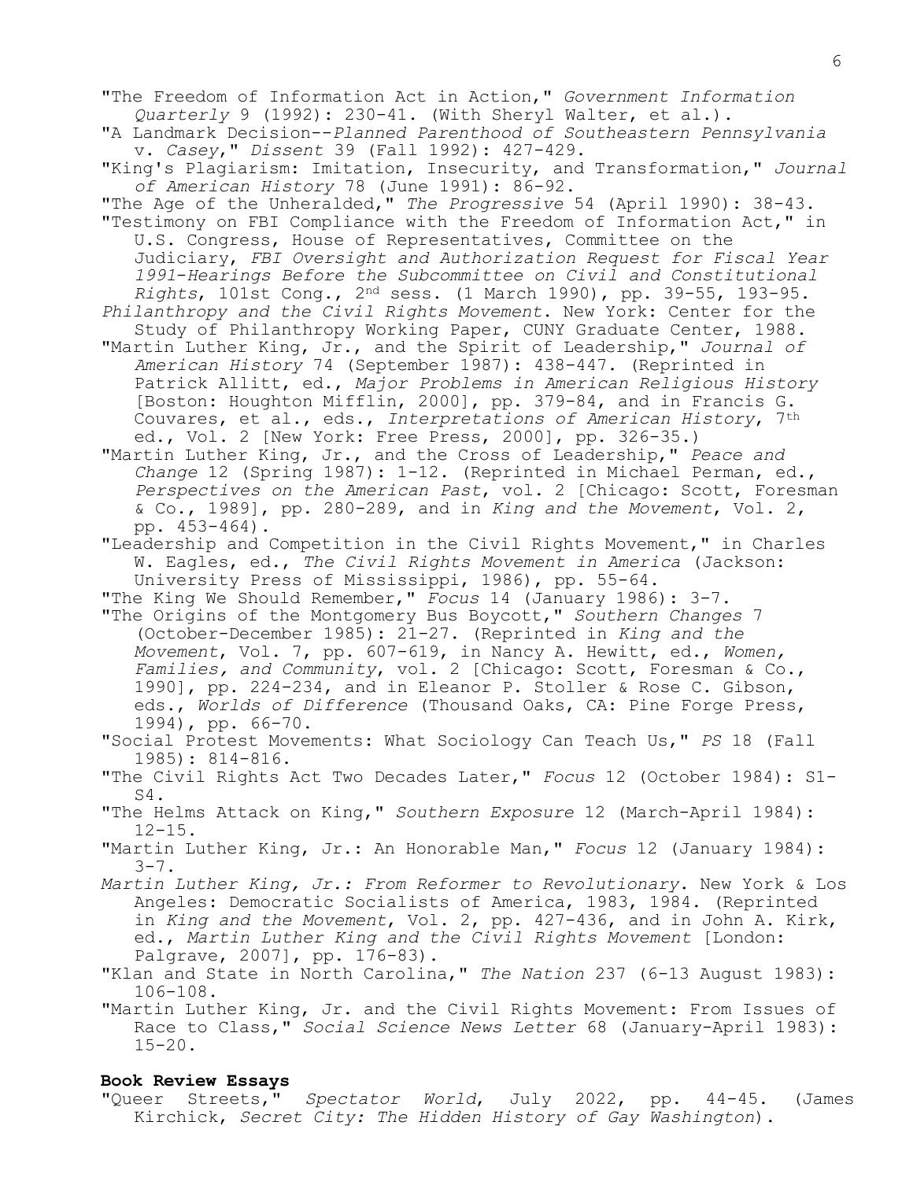"The Freedom of Information Act in Action," *Government Information Quarterly* 9 (1992): 230-41. (With Sheryl Walter, et al.).

"A Landmark Decision--*Planned Parenthood of Southeastern Pennsylvania* v. *Casey*," *Dissent* 39 (Fall 1992): 427-429.

"King's Plagiarism: Imitation, Insecurity, and Transformation," *Journal of American History* 78 (June 1991): 86-92.

"The Age of the Unheralded," *The Progressive* 54 (April 1990): 38-43.

"Testimony on FBI Compliance with the Freedom of Information Act," in U.S. Congress, House of Representatives, Committee on the Judiciary, *FBI Oversight and Authorization Request for Fiscal Year 1991-Hearings Before the Subcommittee on Civil and Constitutional Rights*, 101st Cong., 2nd sess. (1 March 1990), pp. 39-55, 193-95.

*Philanthropy and the Civil Rights Movement*. New York: Center for the Study of Philanthropy Working Paper, CUNY Graduate Center, 1988.

"Martin Luther King, Jr., and the Spirit of Leadership," *Journal of American History* 74 (September 1987): 438-447. (Reprinted in Patrick Allitt, ed., *Major Problems in American Religious History* [Boston: Houghton Mifflin, 2000], pp. 379-84, and in Francis G. Couvares, et al., eds., *Interpretations of American History*, 7th ed., Vol. 2 [New York: Free Press, 2000], pp. 326-35.)

"Martin Luther King, Jr., and the Cross of Leadership," *Peace and Change* 12 (Spring 1987): 1-12. (Reprinted in Michael Perman, ed., *Perspectives on the American Past*, vol. 2 [Chicago: Scott, Foresman & Co., 1989], pp. 280-289, and in *King and the Movement*, Vol. 2, pp. 453-464).

"Leadership and Competition in the Civil Rights Movement," in Charles W. Eagles, ed., *The Civil Rights Movement in America* (Jackson: University Press of Mississippi, 1986), pp. 55-64.

"The King We Should Remember," *Focus* 14 (January 1986): 3-7.

"The Origins of the Montgomery Bus Boycott," *Southern Changes* 7 (October-December 1985): 21-27. (Reprinted in *King and the Movement*, Vol. 7, pp. 607-619, in Nancy A. Hewitt, ed., *Women, Families, and Community*, vol. 2 [Chicago: Scott, Foresman & Co., 1990], pp. 224-234, and in Eleanor P. Stoller & Rose C. Gibson, eds., *Worlds of Difference* (Thousand Oaks, CA: Pine Forge Press, 1994), pp. 66-70.

"Social Protest Movements: What Sociology Can Teach Us," *PS* 18 (Fall 1985): 814-816.

"The Civil Rights Act Two Decades Later," *Focus* 12 (October 1984): S1-S4.

"The Helms Attack on King," *Southern Exposure* 12 (March-April 1984): 12-15.

"Martin Luther King, Jr.: An Honorable Man," *Focus* 12 (January 1984): 3-7.

*Martin Luther King, Jr.: From Reformer to Revolutionary*. New York & Los Angeles: Democratic Socialists of America, 1983, 1984. (Reprinted in *King and the Movement*, Vol. 2, pp. 427-436, and in John A. Kirk, ed., *Martin Luther King and the Civil Rights Movement* [London: Palgrave, 2007], pp. 176-83).

"Klan and State in North Carolina," *The Nation* 237 (6-13 August 1983): 106-108.

"Martin Luther King, Jr. and the Civil Rights Movement: From Issues of Race to Class," *Social Science News Letter* 68 (January-April 1983): 15-20.

**Book Review Essays**

"Queer Streets," *Spectator World*, July 2022, pp. 44-45. (James Kirchick, *Secret City: The Hidden History of Gay Washington*).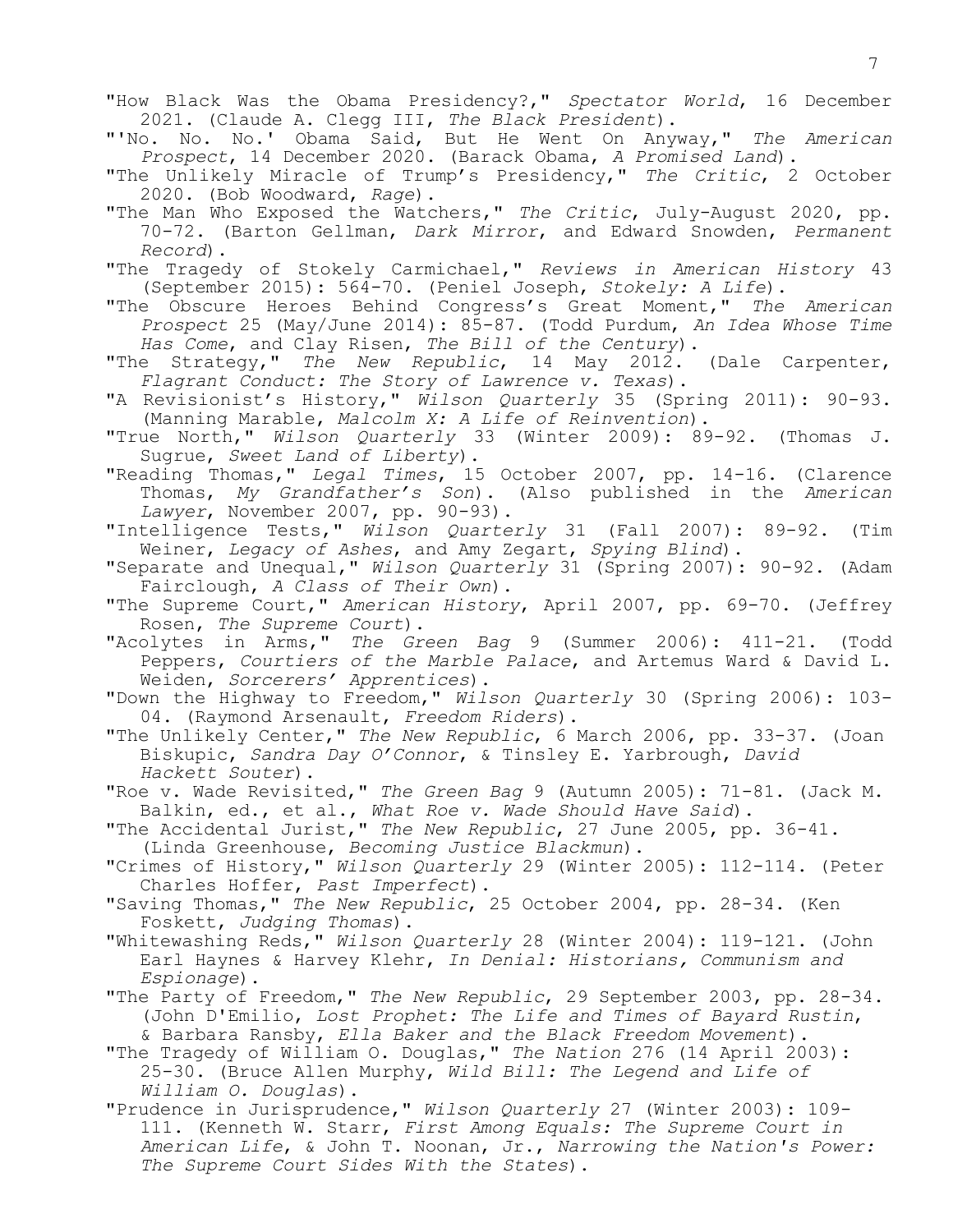"How Black Was the Obama Presidency?," *Spectator World*, 16 December 2021. (Claude A. Clegg III, *The Black President*).

"'No. No. No.' Obama Said, But He Went On Anyway," *The American Prospect*, 14 December 2020. (Barack Obama, *A Promised Land*).

"The Unlikely Miracle of Trump's Presidency," *The Critic*, 2 October 2020. (Bob Woodward, *Rage*).

"The Man Who Exposed the Watchers," *The Critic*, July-August 2020, pp. 70-72. (Barton Gellman, *Dark Mirror*, and Edward Snowden, *Permanent Record*).

"The Tragedy of Stokely Carmichael," *Reviews in American History* 43 (September 2015): 564-70. (Peniel Joseph, *Stokely: A Life*).

"The Obscure Heroes Behind Congress's Great Moment," *The American Prospect* 25 (May/June 2014): 85-87. (Todd Purdum, *An Idea Whose Time Has Come*, and Clay Risen, *The Bill of the Century*).

"The Strategy," *The New Republic*, 14 May 2012. (Dale Carpenter, *Flagrant Conduct: The Story of Lawrence v. Texas*).

"A Revisionist's History," *Wilson Quarterly* 35 (Spring 2011): 90-93. (Manning Marable, *Malcolm X: A Life of Reinvention*).

"True North," *Wilson Quarterly* 33 (Winter 2009): 89-92. (Thomas J. Sugrue, *Sweet Land of Liberty*).

"Reading Thomas," *Legal Times*, 15 October 2007, pp. 14-16. (Clarence Thomas, *My Grandfather's Son*). (Also published in the *American Lawyer*, November 2007, pp. 90-93).

"Intelligence Tests," *Wilson Quarterly* 31 (Fall 2007): 89-92. (Tim Weiner, *Legacy of Ashes*, and Amy Zegart, *Spying Blind*).

"Separate and Unequal," *Wilson Quarterly* 31 (Spring 2007): 90-92. (Adam Fairclough, *A Class of Their Own*).

"The Supreme Court," *American History*, April 2007, pp. 69-70. (Jeffrey Rosen, *The Supreme Court*).

"Acolytes in Arms," *The Green Bag* 9 (Summer 2006): 411-21. (Todd Peppers, *Courtiers of the Marble Palace*, and Artemus Ward & David L. Weiden, *Sorcerers' Apprentices*).

"Down the Highway to Freedom," *Wilson Quarterly* 30 (Spring 2006): 103-04. (Raymond Arsenault, *Freedom Riders*).

"The Unlikely Center," *The New Republic*, 6 March 2006, pp. 33-37. (Joan Biskupic, *Sandra Day O'Connor*, & Tinsley E. Yarbrough, *David Hackett Souter*).

"Roe v. Wade Revisited," *The Green Bag* 9 (Autumn 2005): 71-81. (Jack M. Balkin, ed., et al., *What Roe v. Wade Should Have Said*).

"The Accidental Jurist," *The New Republic*, 27 June 2005, pp. 36-41. (Linda Greenhouse, *Becoming Justice Blackmun*).

"Crimes of History," *Wilson Quarterly* 29 (Winter 2005): 112-114. (Peter Charles Hoffer, *Past Imperfect*).

"Saving Thomas," *The New Republic*, 25 October 2004, pp. 28-34. (Ken Foskett, *Judging Thomas*).

"Whitewashing Reds," *Wilson Quarterly* 28 (Winter 2004): 119-121. (John Earl Haynes & Harvey Klehr, *In Denial: Historians, Communism and Espionage*).

"The Party of Freedom," *The New Republic*, 29 September 2003, pp. 28-34. (John D'Emilio, *Lost Prophet: The Life and Times of Bayard Rustin*, & Barbara Ransby, *Ella Baker and the Black Freedom Movement*).

"The Tragedy of William O. Douglas," *The Nation* 276 (14 April 2003): 25-30. (Bruce Allen Murphy, *Wild Bill: The Legend and Life of William O. Douglas*).

"Prudence in Jurisprudence," *Wilson Quarterly* 27 (Winter 2003): 109-111. (Kenneth W. Starr, *First Among Equals: The Supreme Court in American Life*, & John T. Noonan, Jr., *Narrowing the Nation's Power: The Supreme Court Sides With the States*).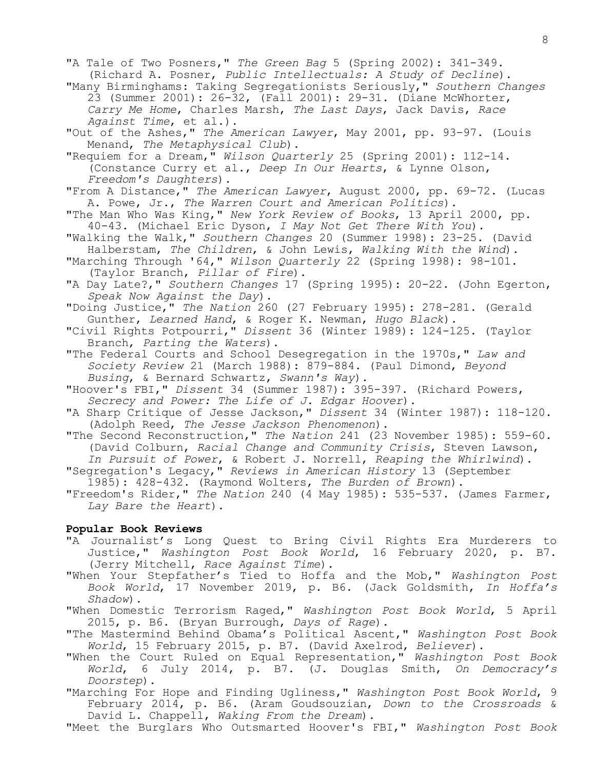"A Tale of Two Posners," *The Green Bag* 5 (Spring 2002): 341-349. (Richard A. Posner, *Public Intellectuals: A Study of Decline*).

"Many Birminghams: Taking Segregationists Seriously," *Southern Changes* 23 (Summer 2001): 26-32, (Fall 2001): 29-31. (Diane McWhorter, *Carry Me Home*, Charles Marsh, *The Last Days*, Jack Davis, *Race Against Time*, et al.).

"Out of the Ashes," *The American Lawyer*, May 2001, pp. 93-97. (Louis Menand, *The Metaphysical Club*).

"Requiem for a Dream," *Wilson Quarterly* 25 (Spring 2001): 112-14. (Constance Curry et al., *Deep In Our Hearts*, & Lynne Olson, *Freedom's Daughters*).

"From A Distance," *The American Lawyer*, August 2000, pp. 69-72. (Lucas A. Powe, Jr., *The Warren Court and American Politics*).

"The Man Who Was King," *New York Review of Books*, 13 April 2000, pp. 40-43. (Michael Eric Dyson, *I May Not Get There With You*).

"Walking the Walk," *Southern Changes* 20 (Summer 1998): 23-25. (David Halberstam, *The Children*, & John Lewis, *Walking With the Wind*).

"Marching Through '64," *Wilson Quarterly* 22 (Spring 1998): 98-101. (Taylor Branch, *Pillar of Fire*).

"A Day Late?," *Southern Changes* 17 (Spring 1995): 20-22. (John Egerton, *Speak Now Against the Day*).

"Doing Justice," *The Nation* 260 (27 February 1995): 278-281. (Gerald Gunther, *Learned Hand*, & Roger K. Newman, *Hugo Black*).

"Civil Rights Potpourri," *Dissent* 36 (Winter 1989): 124-125. (Taylor Branch, *Parting the Waters*).

"The Federal Courts and School Desegregation in the 1970s," *Law and Society Review* 21 (March 1988): 879-884. (Paul Dimond, *Beyond Busing*, & Bernard Schwartz, *Swann's Way*).

"Hoover's FBI," *Dissent* 34 (Summer 1987): 395-397. (Richard Powers, *Secrecy and Power: The Life of J. Edgar Hoover*).

"A Sharp Critique of Jesse Jackson," *Dissent* 34 (Winter 1987): 118-120. (Adolph Reed, *The Jesse Jackson Phenomenon*).

"The Second Reconstruction," *The Nation* 241 (23 November 1985): 559-60. (David Colburn, *Racial Change and Community Crisis*, Steven Lawson, *In Pursuit of Power*, & Robert J. Norrell, *Reaping the Whirlwind*).

"Segregation's Legacy," *Reviews in American History* 13 (September 1985): 428-432. (Raymond Wolters, *The Burden of Brown*).

"Freedom's Rider," *The Nation* 240 (4 May 1985): 535-537. (James Farmer, *Lay Bare the Heart*).

**Popular Book Reviews**

"A Journalist's Long Quest to Bring Civil Rights Era Murderers to Justice," *Washington Post Book World*, 16 February 2020, p. B7. (Jerry Mitchell, *Race Against Time*).

"When Your Stepfather's Tied to Hoffa and the Mob," *Washington Post Book World*, 17 November 2019, p. B6. (Jack Goldsmith, *In Hoffa's Shadow*).

"When Domestic Terrorism Raged," *Washington Post Book World*, 5 April 2015, p. B6. (Bryan Burrough, *Days of Rage*).

"The Mastermind Behind Obama's Political Ascent," *Washington Post Book World*, 15 February 2015, p. B7. (David Axelrod, *Believer*).

"When the Court Ruled on Equal Representation," *Washington Post Book World*, 6 July 2014, p. B7. (J. Douglas Smith, *On Democracy's Doorstep*).

"Marching For Hope and Finding Ugliness," *Washington Post Book World*, 9 February 2014, p. B6. (Aram Goudsouzian, *Down to the Crossroads* & David L. Chappell, *Waking From the Dream*).

"Meet the Burglars Who Outsmarted Hoover's FBI," *Washington Post Book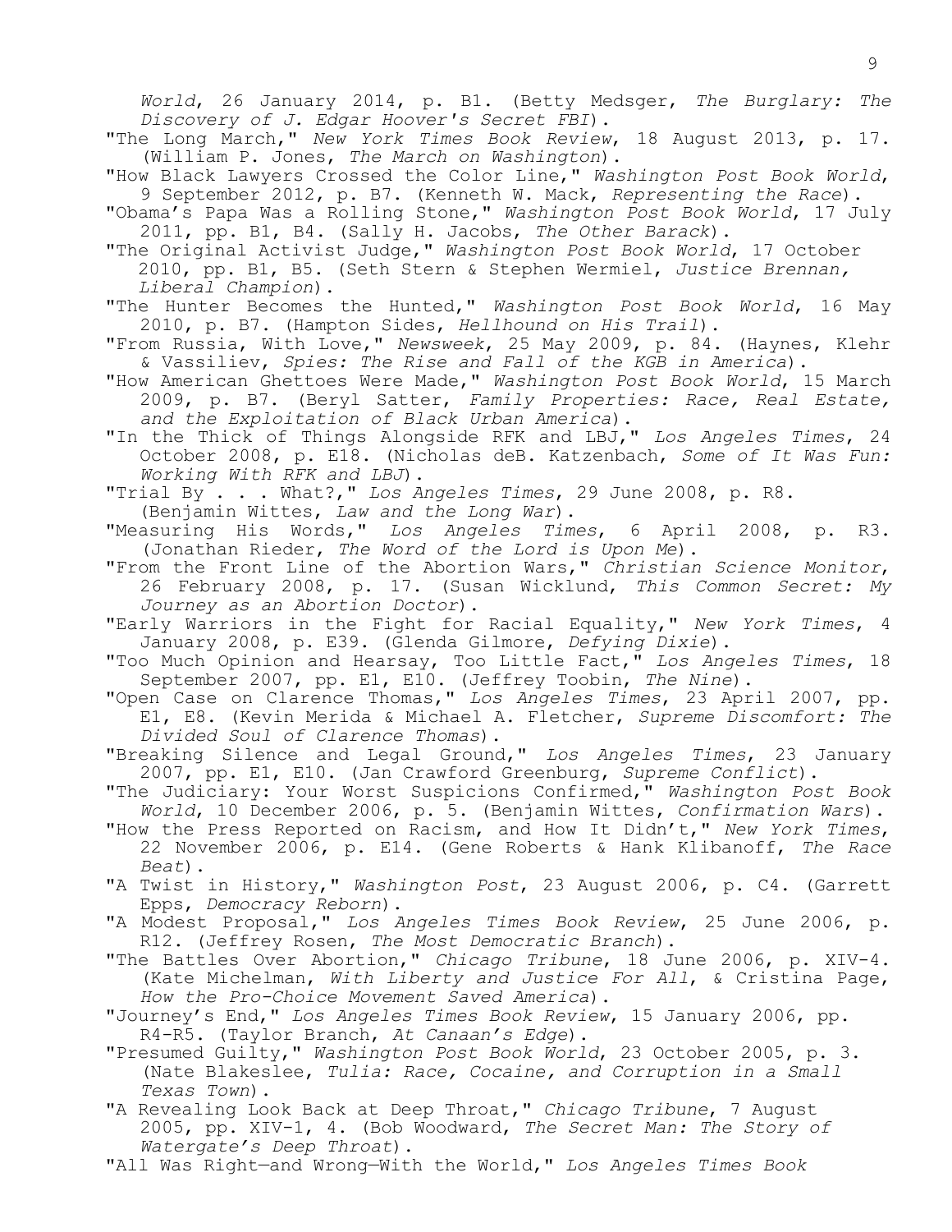*World*, 26 January 2014, p. B1. (Betty Medsger, *The Burglary: The Discovery of J. Edgar Hoover's Secret FBI*).

"The Long March," *New York Times Book Review*, 18 August 2013, p. 17. (William P. Jones, *The March on Washington*).

"How Black Lawyers Crossed the Color Line," *Washington Post Book World*, 9 September 2012, p. B7. (Kenneth W. Mack, *Representing the Race*).

"Obama's Papa Was a Rolling Stone," *Washington Post Book World*, 17 July 2011, pp. B1, B4. (Sally H. Jacobs, *The Other Barack*).

"The Original Activist Judge," *Washington Post Book World*, 17 October 2010, pp. B1, B5. (Seth Stern & Stephen Wermiel, *Justice Brennan, Liberal Champion*).

"The Hunter Becomes the Hunted," *Washington Post Book World*, 16 May 2010, p. B7. (Hampton Sides, *Hellhound on His Trail*).

"From Russia, With Love," *Newsweek*, 25 May 2009, p. 84. (Haynes, Klehr & Vassiliev, *Spies: The Rise and Fall of the KGB in America*).

"How American Ghettoes Were Made," *Washington Post Book World*, 15 March 2009, p. B7. (Beryl Satter, *Family Properties: Race, Real Estate, and the Exploitation of Black Urban America*).

"In the Thick of Things Alongside RFK and LBJ," *Los Angeles Times*, 24 October 2008, p. E18. (Nicholas deB. Katzenbach, *Some of It Was Fun: Working With RFK and LBJ*).

"Trial By . . . What?," *Los Angeles Times*, 29 June 2008, p. R8. (Benjamin Wittes, *Law and the Long War*).

"Measuring His Words," *Los Angeles Times*, 6 April 2008, p. R3. (Jonathan Rieder, *The Word of the Lord is Upon Me*).

"From the Front Line of the Abortion Wars," *Christian Science Monitor*, 26 February 2008, p. 17. (Susan Wicklund, *This Common Secret: My Journey as an Abortion Doctor*).

"Early Warriors in the Fight for Racial Equality," *New York Times*, 4 January 2008, p. E39. (Glenda Gilmore, *Defying Dixie*).

"Too Much Opinion and Hearsay, Too Little Fact," *Los Angeles Times*, 18 September 2007, pp. E1, E10. (Jeffrey Toobin, *The Nine*).

"Open Case on Clarence Thomas," *Los Angeles Times*, 23 April 2007, pp. E1, E8. (Kevin Merida & Michael A. Fletcher, *Supreme Discomfort: The Divided Soul of Clarence Thomas*).

"Breaking Silence and Legal Ground," *Los Angeles Times*, 23 January 2007, pp. E1, E10. (Jan Crawford Greenburg, *Supreme Conflict*).

"The Judiciary: Your Worst Suspicions Confirmed," *Washington Post Book World*, 10 December 2006, p. 5. (Benjamin Wittes, *Confirmation Wars*).

"How the Press Reported on Racism, and How It Didn't," *New York Times*, 22 November 2006, p. E14. (Gene Roberts & Hank Klibanoff, *The Race Beat*).

"A Twist in History," *Washington Post*, 23 August 2006, p. C4. (Garrett Epps, *Democracy Reborn*).

"A Modest Proposal," *Los Angeles Times Book Review*, 25 June 2006, p. R12. (Jeffrey Rosen, *The Most Democratic Branch*).

"The Battles Over Abortion," *Chicago Tribune*, 18 June 2006, p. XIV-4. (Kate Michelman, *With Liberty and Justice For All*, & Cristina Page, *How the Pro-Choice Movement Saved America*).

"Journey's End," *Los Angeles Times Book Review*, 15 January 2006, pp. R4-R5. (Taylor Branch, *At Canaan's Edge*).

"Presumed Guilty," *Washington Post Book World*, 23 October 2005, p. 3. (Nate Blakeslee, *Tulia: Race, Cocaine, and Corruption in a Small Texas Town*).

"A Revealing Look Back at Deep Throat," *Chicago Tribune*, 7 August 2005, pp. XIV-1, 4. (Bob Woodward, *The Secret Man: The Story of Watergate's Deep Throat*).

"All Was Right—and Wrong—With the World," *Los Angeles Times Book*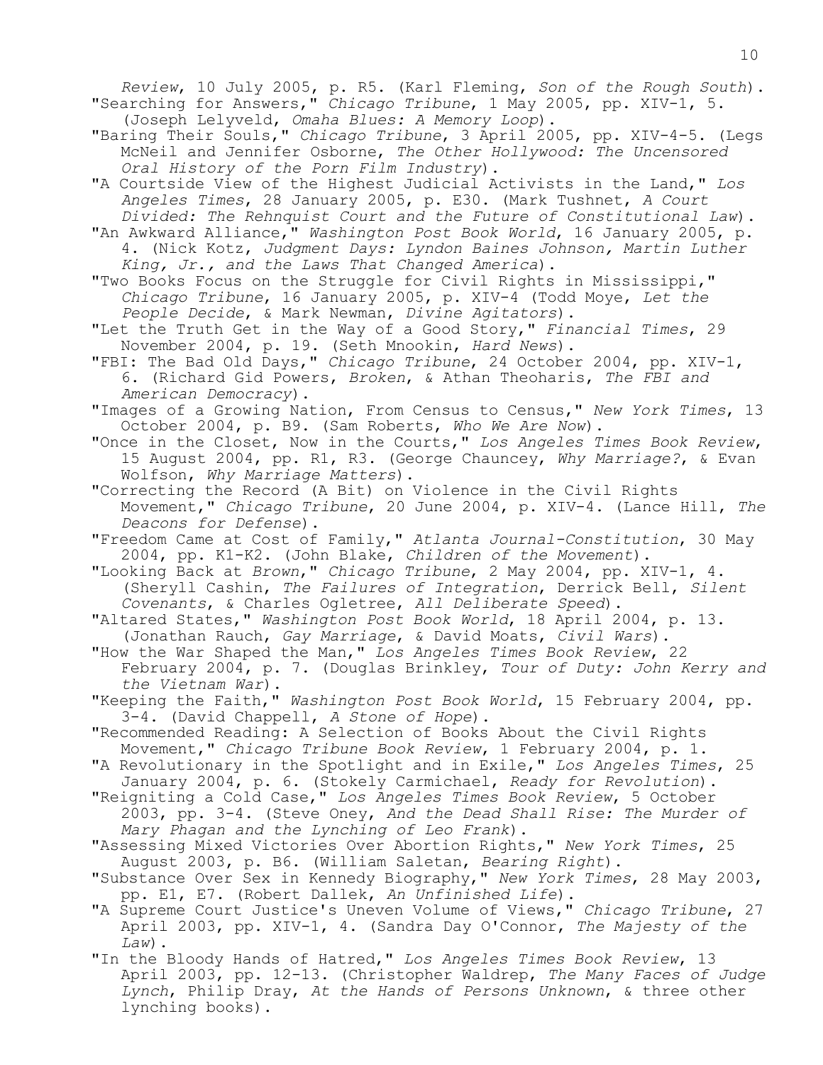*Review*, 10 July 2005, p. R5. (Karl Fleming, *Son of the Rough South*).

"Searching for Answers," *Chicago Tribune*, 1 May 2005, pp. XIV-1, 5. (Joseph Lelyveld, *Omaha Blues: A Memory Loop*).

"Baring Their Souls," *Chicago Tribune*, 3 April 2005, pp. XIV-4-5. (Legs McNeil and Jennifer Osborne, *The Other Hollywood: The Uncensored Oral History of the Porn Film Industry*).

"A Courtside View of the Highest Judicial Activists in the Land," *Los Angeles Times*, 28 January 2005, p. E30. (Mark Tushnet, *A Court Divided: The Rehnquist Court and the Future of Constitutional Law*).

"An Awkward Alliance," *Washington Post Book World*, 16 January 2005, p. 4. (Nick Kotz, *Judgment Days: Lyndon Baines Johnson, Martin Luther King, Jr., and the Laws That Changed America*).

"Two Books Focus on the Struggle for Civil Rights in Mississippi," *Chicago Tribune*, 16 January 2005, p. XIV-4 (Todd Moye, *Let the People Decide*, & Mark Newman, *Divine Agitators*).

"Let the Truth Get in the Way of a Good Story," *Financial Times*, 29 November 2004, p. 19. (Seth Mnookin, *Hard News*).

"FBI: The Bad Old Days," *Chicago Tribune*, 24 October 2004, pp. XIV-1, 6. (Richard Gid Powers, *Broken*, & Athan Theoharis, *The FBI and American Democracy*).

"Images of a Growing Nation, From Census to Census," *New York Times*, 13 October 2004, p. B9. (Sam Roberts, *Who We Are Now*).

"Once in the Closet, Now in the Courts," *Los Angeles Times Book Review*, 15 August 2004, pp. R1, R3. (George Chauncey, *Why Marriage?*, & Evan Wolfson, *Why Marriage Matters*).

"Correcting the Record (A Bit) on Violence in the Civil Rights Movement," *Chicago Tribune*, 20 June 2004, p. XIV-4. (Lance Hill, *The Deacons for Defense*).

"Freedom Came at Cost of Family," *Atlanta Journal-Constitution*, 30 May 2004, pp. K1-K2. (John Blake, *Children of the Movement*).

"Looking Back at *Brown*," *Chicago Tribune*, 2 May 2004, pp. XIV-1, 4. (Sheryll Cashin, *The Failures of Integration*, Derrick Bell, *Silent Covenants*, & Charles Ogletree, *All Deliberate Speed*).

"Altared States," *Washington Post Book World*, 18 April 2004, p. 13. (Jonathan Rauch, *Gay Marriage*, & David Moats, *Civil Wars*).

"How the War Shaped the Man," *Los Angeles Times Book Review*, 22 February 2004, p. 7. (Douglas Brinkley, *Tour of Duty: John Kerry and the Vietnam War*).

"Keeping the Faith," *Washington Post Book World*, 15 February 2004, pp. 3-4. (David Chappell, *A Stone of Hope*).

"Recommended Reading: A Selection of Books About the Civil Rights Movement," *Chicago Tribune Book Review*, 1 February 2004, p. 1.

"A Revolutionary in the Spotlight and in Exile," *Los Angeles Times*, 25 January 2004, p. 6. (Stokely Carmichael, *Ready for Revolution*).

"Reigniting a Cold Case," *Los Angeles Times Book Review*, 5 October 2003, pp. 3-4. (Steve Oney, *And the Dead Shall Rise: The Murder of Mary Phagan and the Lynching of Leo Frank*).

"Assessing Mixed Victories Over Abortion Rights," *New York Times*, 25 August 2003, p. B6. (William Saletan, *Bearing Right*).

"Substance Over Sex in Kennedy Biography," *New York Times*, 28 May 2003, pp. E1, E7. (Robert Dallek, *An Unfinished Life*).

"A Supreme Court Justice's Uneven Volume of Views," *Chicago Tribune*, 27 April 2003, pp. XIV-1, 4. (Sandra Day O'Connor, *The Majesty of the Law*).

"In the Bloody Hands of Hatred," *Los Angeles Times Book Review*, 13 April 2003, pp. 12-13. (Christopher Waldrep, *The Many Faces of Judge Lynch*, Philip Dray, *At the Hands of Persons Unknown*, & three other lynching books).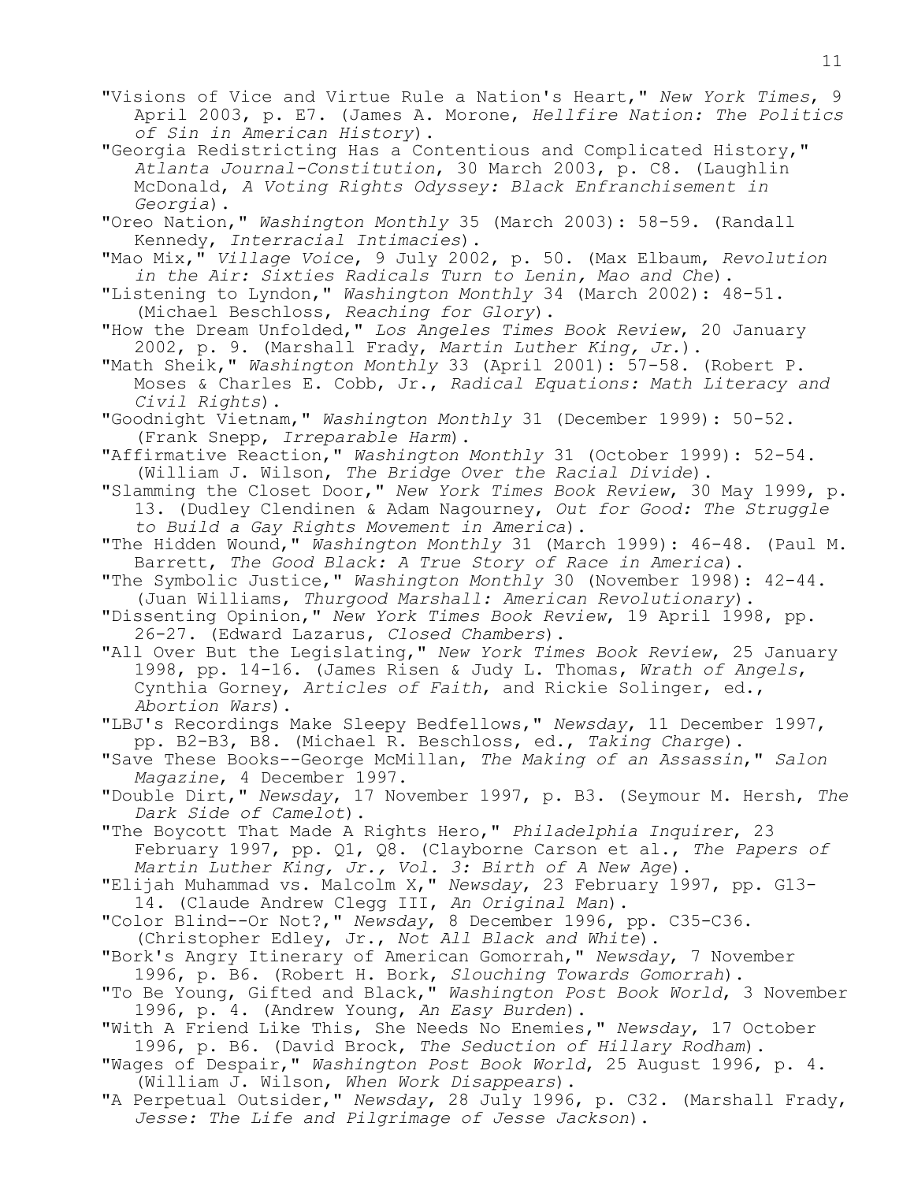"Visions of Vice and Virtue Rule a Nation's Heart," *New York Times*, 9 April 2003, p. E7. (James A. Morone, *Hellfire Nation: The Politics of Sin in American History*).

"Georgia Redistricting Has a Contentious and Complicated History," *Atlanta Journal-Constitution*, 30 March 2003, p. C8. (Laughlin McDonald, *A Voting Rights Odyssey: Black Enfranchisement in Georgia*).

"Oreo Nation," *Washington Monthly* 35 (March 2003): 58-59. (Randall Kennedy, *Interracial Intimacies*).

"Mao Mix," *Village Voice*, 9 July 2002, p. 50. (Max Elbaum, *Revolution in the Air: Sixties Radicals Turn to Lenin, Mao and Che*).

"Listening to Lyndon," *Washington Monthly* 34 (March 2002): 48-51. (Michael Beschloss, *Reaching for Glory*).

"How the Dream Unfolded," *Los Angeles Times Book Review*, 20 January 2002, p. 9. (Marshall Frady, *Martin Luther King, Jr.*).

"Math Sheik," *Washington Monthly* 33 (April 2001): 57-58. (Robert P. Moses & Charles E. Cobb, Jr., *Radical Equations: Math Literacy and Civil Rights*).

"Goodnight Vietnam," *Washington Monthly* 31 (December 1999): 50-52. (Frank Snepp, *Irreparable Harm*).

"Affirmative Reaction," *Washington Monthly* 31 (October 1999): 52-54. (William J. Wilson, *The Bridge Over the Racial Divide*).

"Slamming the Closet Door," *New York Times Book Review*, 30 May 1999, p. 13. (Dudley Clendinen & Adam Nagourney, *Out for Good: The Struggle to Build a Gay Rights Movement in America*).

"The Hidden Wound," *Washington Monthly* 31 (March 1999): 46-48. (Paul M. Barrett, *The Good Black: A True Story of Race in America*).

"The Symbolic Justice," *Washington Monthly* 30 (November 1998): 42-44. (Juan Williams, *Thurgood Marshall: American Revolutionary*).

"Dissenting Opinion," *New York Times Book Review*, 19 April 1998, pp. 26-27. (Edward Lazarus, *Closed Chambers*).

"All Over But the Legislating," *New York Times Book Review*, 25 January 1998, pp. 14-16. (James Risen & Judy L. Thomas, *Wrath of Angels*, Cynthia Gorney, *Articles of Faith*, and Rickie Solinger, ed., *Abortion Wars*).

"LBJ's Recordings Make Sleepy Bedfellows," *Newsday*, 11 December 1997, pp. B2-B3, B8. (Michael R. Beschloss, ed., *Taking Charge*).

"Save These Books--George McMillan, *The Making of an Assassin*," *Salon Magazine*, 4 December 1997.

"Double Dirt," *Newsday*, 17 November 1997, p. B3. (Seymour M. Hersh, *The Dark Side of Camelot*).

"The Boycott That Made A Rights Hero," *Philadelphia Inquirer*, 23 February 1997, pp. Q1, Q8. (Clayborne Carson et al., *The Papers of Martin Luther King, Jr., Vol. 3: Birth of A New Age*).

"Elijah Muhammad vs. Malcolm X," *Newsday*, 23 February 1997, pp. G13-14. (Claude Andrew Clegg III, *An Original Man*).

"Color Blind--Or Not?," *Newsday*, 8 December 1996, pp. C35-C36. (Christopher Edley, Jr., *Not All Black and White*).

"Bork's Angry Itinerary of American Gomorrah," *Newsday*, 7 November 1996, p. B6. (Robert H. Bork, *Slouching Towards Gomorrah*).

"To Be Young, Gifted and Black," *Washington Post Book World*, 3 November 1996, p. 4. (Andrew Young, *An Easy Burden*).

"With A Friend Like This, She Needs No Enemies," *Newsday*, 17 October 1996, p. B6. (David Brock, *The Seduction of Hillary Rodham*).

"Wages of Despair," *Washington Post Book World*, 25 August 1996, p. 4. (William J. Wilson, *When Work Disappears*).

"A Perpetual Outsider," *Newsday*, 28 July 1996, p. C32. (Marshall Frady, *Jesse: The Life and Pilgrimage of Jesse Jackson*).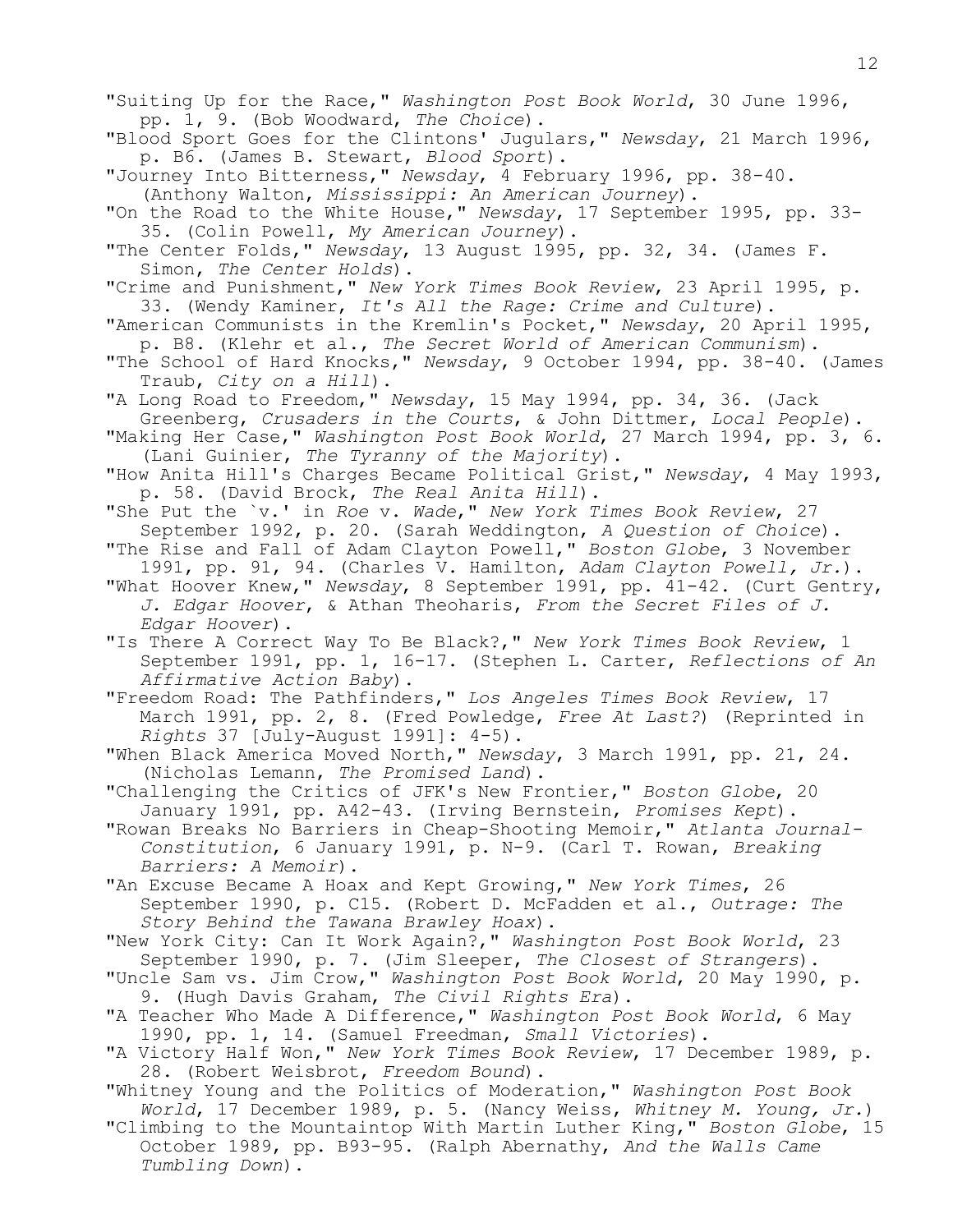"Suiting Up for the Race," *Washington Post Book World*, 30 June 1996, pp. 1, 9. (Bob Woodward, *The Choice*).

"Blood Sport Goes for the Clintons' Jugulars," *Newsday*, 21 March 1996, p. B6. (James B. Stewart, *Blood Sport*).

"Journey Into Bitterness," *Newsday*, 4 February 1996, pp. 38-40. (Anthony Walton, *Mississippi: An American Journey*).

"On the Road to the White House," *Newsday*, 17 September 1995, pp. 33-35. (Colin Powell, *My American Journey*).

"The Center Folds," *Newsday*, 13 August 1995, pp. 32, 34. (James F. Simon, *The Center Holds*).

"Crime and Punishment," *New York Times Book Review*, 23 April 1995, p. 33. (Wendy Kaminer, *It's All the Rage: Crime and Culture*).

"American Communists in the Kremlin's Pocket," *Newsday*, 20 April 1995, p. B8. (Klehr et al., *The Secret World of American Communism*).

"The School of Hard Knocks," *Newsday*, 9 October 1994, pp. 38-40. (James Traub, *City on a Hill*).

"A Long Road to Freedom," *Newsday*, 15 May 1994, pp. 34, 36. (Jack Greenberg, *Crusaders in the Courts*, & John Dittmer, *Local People*).

"Making Her Case," *Washington Post Book World*, 27 March 1994, pp. 3, 6. (Lani Guinier, *The Tyranny of the Majority*).

"How Anita Hill's Charges Became Political Grist," *Newsday*, 4 May 1993, p. 58. (David Brock, *The Real Anita Hill*).

"She Put the `v.' in *Roe* v. *Wade*," *New York Times Book Review*, 27 September 1992, p. 20. (Sarah Weddington, *A Question of Choice*).

"The Rise and Fall of Adam Clayton Powell," *Boston Globe*, 3 November 1991, pp. 91, 94. (Charles V. Hamilton, *Adam Clayton Powell, Jr.*).

"What Hoover Knew," *Newsday*, 8 September 1991, pp. 41-42. (Curt Gentry, *J. Edgar Hoover*, & Athan Theoharis, *From the Secret Files of J. Edgar Hoover*).

"Is There A Correct Way To Be Black?," *New York Times Book Review*, 1 September 1991, pp. 1, 16-17. (Stephen L. Carter, *Reflections of An Affirmative Action Baby*).

"Freedom Road: The Pathfinders," *Los Angeles Times Book Review*, 17 March 1991, pp. 2, 8. (Fred Powledge, *Free At Last?*) (Reprinted in *Rights* 37 [July-August 1991]: 4-5).

"When Black America Moved North," *Newsday*, 3 March 1991, pp. 21, 24. (Nicholas Lemann, *The Promised Land*).

"Challenging the Critics of JFK's New Frontier," *Boston Globe*, 20 January 1991, pp. A42-43. (Irving Bernstein, *Promises Kept*).

"Rowan Breaks No Barriers in Cheap-Shooting Memoir," *Atlanta Journal-Constitution*, 6 January 1991, p. N-9. (Carl T. Rowan, *Breaking Barriers: A Memoir*).

"An Excuse Became A Hoax and Kept Growing," *New York Times*, 26 September 1990, p. C15. (Robert D. McFadden et al., *Outrage: The Story Behind the Tawana Brawley Hoax*).

"New York City: Can It Work Again?," *Washington Post Book World*, 23 September 1990, p. 7. (Jim Sleeper, *The Closest of Strangers*).

"Uncle Sam vs. Jim Crow," *Washington Post Book World*, 20 May 1990, p. 9. (Hugh Davis Graham, *The Civil Rights Era*).

"A Teacher Who Made A Difference," *Washington Post Book World*, 6 May 1990, pp. 1, 14. (Samuel Freedman, *Small Victories*).

"A Victory Half Won," *New York Times Book Review*, 17 December 1989, p. 28. (Robert Weisbrot, *Freedom Bound*).

"Whitney Young and the Politics of Moderation," *Washington Post Book World*, 17 December 1989, p. 5. (Nancy Weiss, *Whitney M. Young, Jr.*)

"Climbing to the Mountaintop With Martin Luther King," *Boston Globe*, 15 October 1989, pp. B93-95. (Ralph Abernathy, *And the Walls Came Tumbling Down*).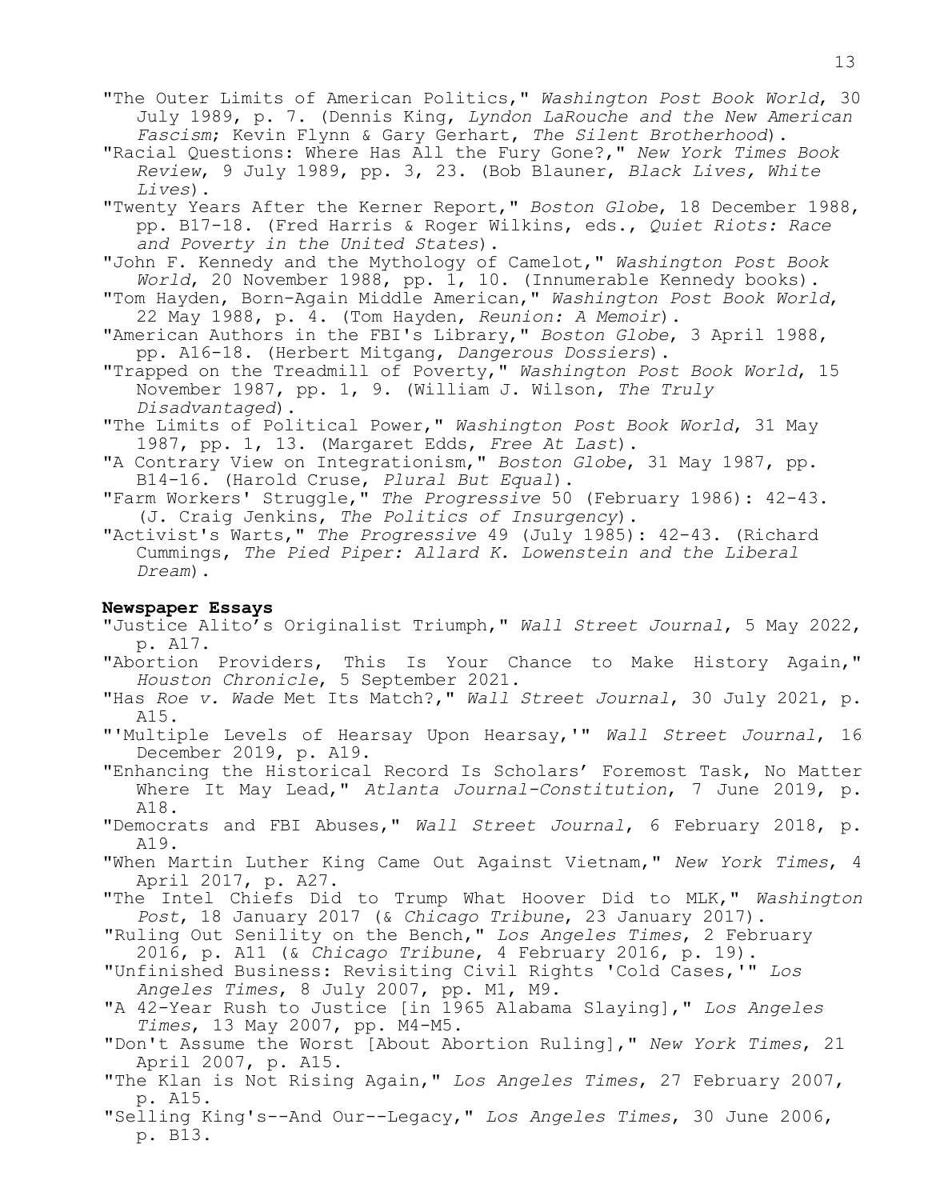"The Outer Limits of American Politics," *Washington Post Book World*, 30 July 1989, p. 7. (Dennis King, *Lyndon LaRouche and the New American Fascism*; Kevin Flynn & Gary Gerhart, *The Silent Brotherhood*).

"Racial Questions: Where Has All the Fury Gone?," *New York Times Book Review*, 9 July 1989, pp. 3, 23. (Bob Blauner, *Black Lives, White Lives*).

"Twenty Years After the Kerner Report," *Boston Globe*, 18 December 1988, pp. B17-18. (Fred Harris & Roger Wilkins, eds., *Quiet Riots: Race and Poverty in the United States*).

"John F. Kennedy and the Mythology of Camelot," *Washington Post Book World*, 20 November 1988, pp. 1, 10. (Innumerable Kennedy books).

"Tom Hayden, Born-Again Middle American," *Washington Post Book World*, 22 May 1988, p. 4. (Tom Hayden, *Reunion: A Memoir*).

"American Authors in the FBI's Library," *Boston Globe*, 3 April 1988, pp. A16-18. (Herbert Mitgang, *Dangerous Dossiers*).

"Trapped on the Treadmill of Poverty," *Washington Post Book World*, 15 November 1987, pp. 1, 9. (William J. Wilson, *The Truly Disadvantaged*).

"The Limits of Political Power," *Washington Post Book World*, 31 May 1987, pp. 1, 13. (Margaret Edds, *Free At Last*).

"A Contrary View on Integrationism," *Boston Globe*, 31 May 1987, pp. B14-16. (Harold Cruse, *Plural But Equal*).

"Farm Workers' Struggle," *The Progressive* 50 (February 1986): 42-43. (J. Craig Jenkins, *The Politics of Insurgency*).

"Activist's Warts," *The Progressive* 49 (July 1985): 42-43. (Richard Cummings, *The Pied Piper: Allard K. Lowenstein and the Liberal Dream*).

**Newspaper Essays**

"Justice Alito's Originalist Triumph," *Wall Street Journal*, 5 May 2022, p. A17.

"Abortion Providers, This Is Your Chance to Make History Again," *Houston Chronicle*, 5 September 2021.

"Has *Roe v. Wade* Met Its Match?," *Wall Street Journal*, 30 July 2021, p. A15.

"'Multiple Levels of Hearsay Upon Hearsay,'" *Wall Street Journal*, 16 December 2019, p. A19.

"Enhancing the Historical Record Is Scholars' Foremost Task, No Matter Where It May Lead," *Atlanta Journal-Constitution*, 7 June 2019, p. A18.

"Democrats and FBI Abuses," *Wall Street Journal*, 6 February 2018, p. A19.

"When Martin Luther King Came Out Against Vietnam," *New York Times*, 4 April 2017, p. A27.

"The Intel Chiefs Did to Trump What Hoover Did to MLK," *Washington Post*, 18 January 2017 (& *Chicago Tribune*, 23 January 2017).

"Ruling Out Senility on the Bench," *Los Angeles Times*, 2 February 2016, p. A11 (& *Chicago Tribune*, 4 February 2016, p. 19).

"Unfinished Business: Revisiting Civil Rights 'Cold Cases,'" *Los Angeles Times*, 8 July 2007, pp. M1, M9.

"A 42-Year Rush to Justice [in 1965 Alabama Slaying]," *Los Angeles Times*, 13 May 2007, pp. M4-M5.

"Don't Assume the Worst [About Abortion Ruling]," *New York Times*, 21 April 2007, p. A15.

"The Klan is Not Rising Again," *Los Angeles Times*, 27 February 2007, p. A15.

"Selling King's--And Our--Legacy," *Los Angeles Times*, 30 June 2006, p. B13.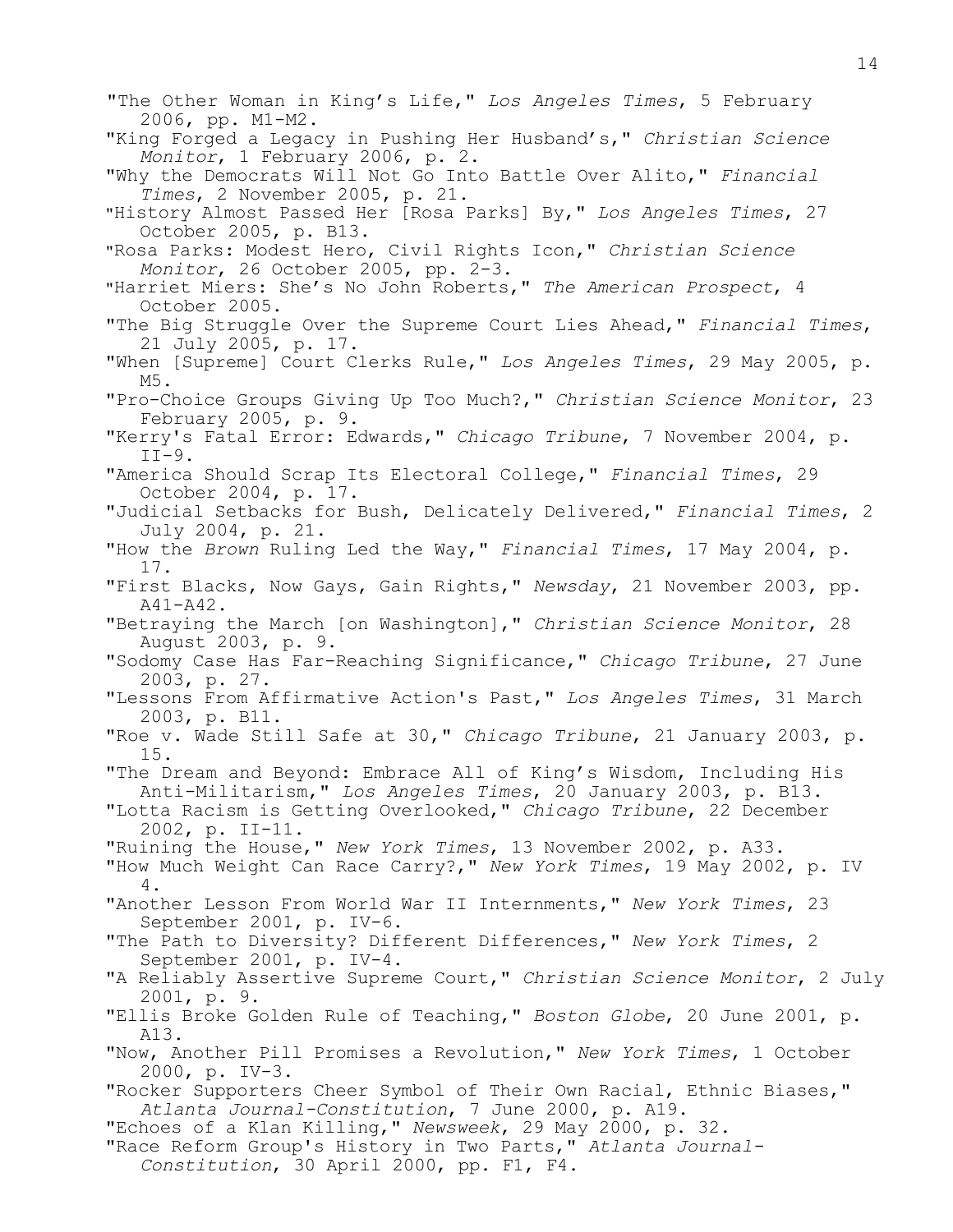"The Other Woman in King's Life," *Los Angeles Times*, 5 February 2006, pp. M1-M2.
"King Forged a Legacy in Pushing Her Husband's," *Christian Science Monitor*, 1 February 2006, p. 2.
"Why the Democrats Will Not Go Into Battle Over Alito," *Financial Times*, 2 November 2005, p. 21.
"History Almost Passed Her [Rosa Parks] By," *Los Angeles Times*, 27 October 2005, p. B13.
"Rosa Parks: Modest Hero, Civil Rights Icon," *Christian Science Monitor*, 26 October 2005, pp. 2-3.
"Harriet Miers: She's No John Roberts," *The American Prospect*, 4 October 2005.
"The Big Struggle Over the Supreme Court Lies Ahead," *Financial Times*, 21 July 2005, p. 17.
"When [Supreme] Court Clerks Rule," *Los Angeles Times*, 29 May 2005, p. M5.
"Pro-Choice Groups Giving Up Too Much?," *Christian Science Monitor*, 23 February 2005, p. 9.
"Kerry's Fatal Error: Edwards," *Chicago Tribune*, 7 November 2004, p. II-9.
"America Should Scrap Its Electoral College," *Financial Times*, 29 October 2004, p. 17.
"Judicial Setbacks for Bush, Delicately Delivered," *Financial Times*, 2 July 2004, p. 21.
"How the *Brown* Ruling Led the Way," *Financial Times*, 17 May 2004, p. 17.
"First Blacks, Now Gays, Gain Rights," *Newsday*, 21 November 2003, pp. A41-A42.
"Betraying the March [on Washington]," *Christian Science Monitor*, 28 August 2003, p. 9.
"Sodomy Case Has Far-Reaching Significance," *Chicago Tribune*, 27 June 2003, p. 27.
"Lessons From Affirmative Action's Past," *Los Angeles Times*, 31 March 2003, p. B11.
"Roe v. Wade Still Safe at 30," *Chicago Tribune*, 21 January 2003, p. 15.
"The Dream and Beyond: Embrace All of King's Wisdom, Including His Anti-Militarism," *Los Angeles Times*, 20 January 2003, p. B13.
"Lotta Racism is Getting Overlooked," *Chicago Tribune*, 22 December 2002, p. II-11.
"Ruining the House," *New York Times*, 13 November 2002, p. A33.
"How Much Weight Can Race Carry?," *New York Times*, 19 May 2002, p. IV 4.
"Another Lesson From World War II Internments," *New York Times*, 23 September 2001, p. IV-6.
"The Path to Diversity? Different Differences," *New York Times*, 2 September 2001, p. IV-4.
"A Reliably Assertive Supreme Court," *Christian Science Monitor*, 2 July 2001, p. 9.
"Ellis Broke Golden Rule of Teaching," *Boston Globe*, 20 June 2001, p. A13.
"Now, Another Pill Promises a Revolution," *New York Times*, 1 October 2000, p. IV-3.
"Rocker Supporters Cheer Symbol of Their Own Racial, Ethnic Biases," *Atlanta Journal-Constitution*, 7 June 2000, p. A19.
"Echoes of a Klan Killing," *Newsweek*, 29 May 2000, p. 32.
"Race Reform Group's History in Two Parts," *Atlanta Journal-Constitution*, 30 April 2000, pp. F1, F4.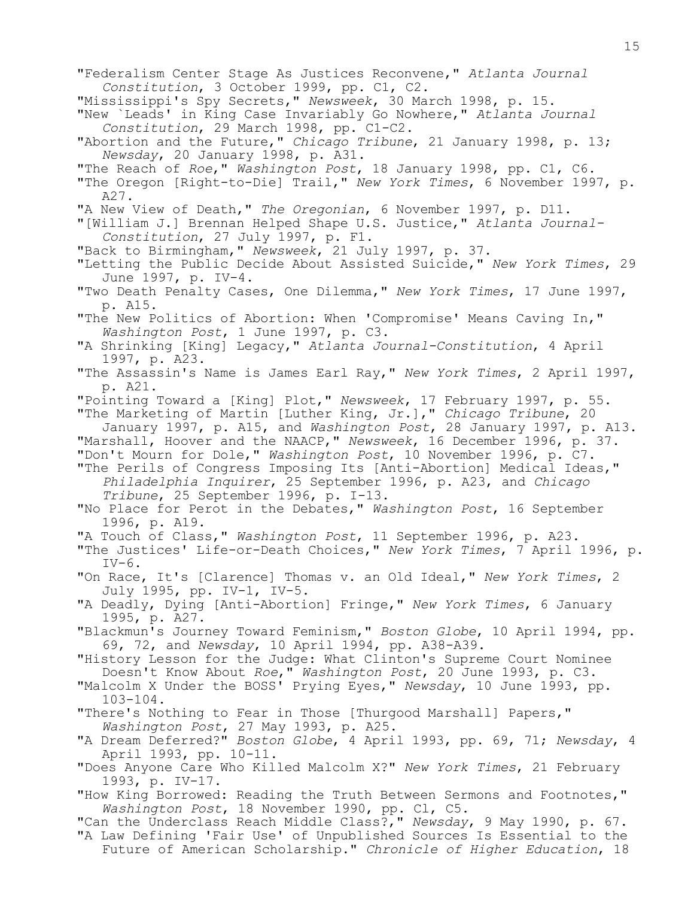"Federalism Center Stage As Justices Reconvene," *Atlanta Journal Constitution*, 3 October 1999, pp. C1, C2.

"Mississippi's Spy Secrets," *Newsweek*, 30 March 1998, p. 15.

"New `Leads' in King Case Invariably Go Nowhere," *Atlanta Journal Constitution*, 29 March 1998, pp. C1-C2.

"Abortion and the Future," *Chicago Tribune*, 21 January 1998, p. 13; *Newsday*, 20 January 1998, p. A31.

"The Reach of *Roe*," *Washington Post*, 18 January 1998, pp. C1, C6.

"The Oregon [Right-to-Die] Trail," *New York Times*, 6 November 1997, p. A27.

"A New View of Death," *The Oregonian*, 6 November 1997, p. D11.

"[William J.] Brennan Helped Shape U.S. Justice," *Atlanta Journal-Constitution*, 27 July 1997, p. F1.

"Back to Birmingham," *Newsweek*, 21 July 1997, p. 37.

"Letting the Public Decide About Assisted Suicide," *New York Times*, 29 June 1997, p. IV-4.

"Two Death Penalty Cases, One Dilemma," *New York Times*, 17 June 1997, p. A15.

"The New Politics of Abortion: When 'Compromise' Means Caving In," *Washington Post*, 1 June 1997, p. C3.

"A Shrinking [King] Legacy," *Atlanta Journal-Constitution*, 4 April 1997, p. A23.

"The Assassin's Name is James Earl Ray," *New York Times*, 2 April 1997, p. A21.

"Pointing Toward a [King] Plot," *Newsweek*, 17 February 1997, p. 55.

"The Marketing of Martin [Luther King, Jr.]," *Chicago Tribune*, 20 January 1997, p. A15, and *Washington Post*, 28 January 1997, p. A13.

"Marshall, Hoover and the NAACP," *Newsweek*, 16 December 1996, p. 37.

"Don't Mourn for Dole," *Washington Post*, 10 November 1996, p. C7.

"The Perils of Congress Imposing Its [Anti-Abortion] Medical Ideas," *Philadelphia Inquirer*, 25 September 1996, p. A23, and *Chicago Tribune*, 25 September 1996, p. I-13.

"No Place for Perot in the Debates," *Washington Post*, 16 September 1996, p. A19.

"A Touch of Class," *Washington Post*, 11 September 1996, p. A23.

"The Justices' Life-or-Death Choices," *New York Times*, 7 April 1996, p. IV-6.

"On Race, It's [Clarence] Thomas v. an Old Ideal," *New York Times*, 2 July 1995, pp. IV-1, IV-5.

"A Deadly, Dying [Anti-Abortion] Fringe," *New York Times*, 6 January 1995, p. A27.

"Blackmun's Journey Toward Feminism," *Boston Globe*, 10 April 1994, pp. 69, 72, and *Newsday*, 10 April 1994, pp. A38-A39.

"History Lesson for the Judge: What Clinton's Supreme Court Nominee Doesn't Know About *Roe*," *Washington Post*, 20 June 1993, p. C3.

"Malcolm X Under the BOSS' Prying Eyes," *Newsday*, 10 June 1993, pp. 103-104.

"There's Nothing to Fear in Those [Thurgood Marshall] Papers," *Washington Post*, 27 May 1993, p. A25.

"A Dream Deferred?" *Boston Globe*, 4 April 1993, pp. 69, 71; *Newsday*, 4 April 1993, pp. 10-11.

"Does Anyone Care Who Killed Malcolm X?" *New York Times*, 21 February 1993, p. IV-17.

"How King Borrowed: Reading the Truth Between Sermons and Footnotes," *Washington Post*, 18 November 1990, pp. C1, C5.

"Can the Underclass Reach Middle Class?," *Newsday*, 9 May 1990, p. 67.

"A Law Defining 'Fair Use' of Unpublished Sources Is Essential to the Future of American Scholarship." *Chronicle of Higher Education*, 18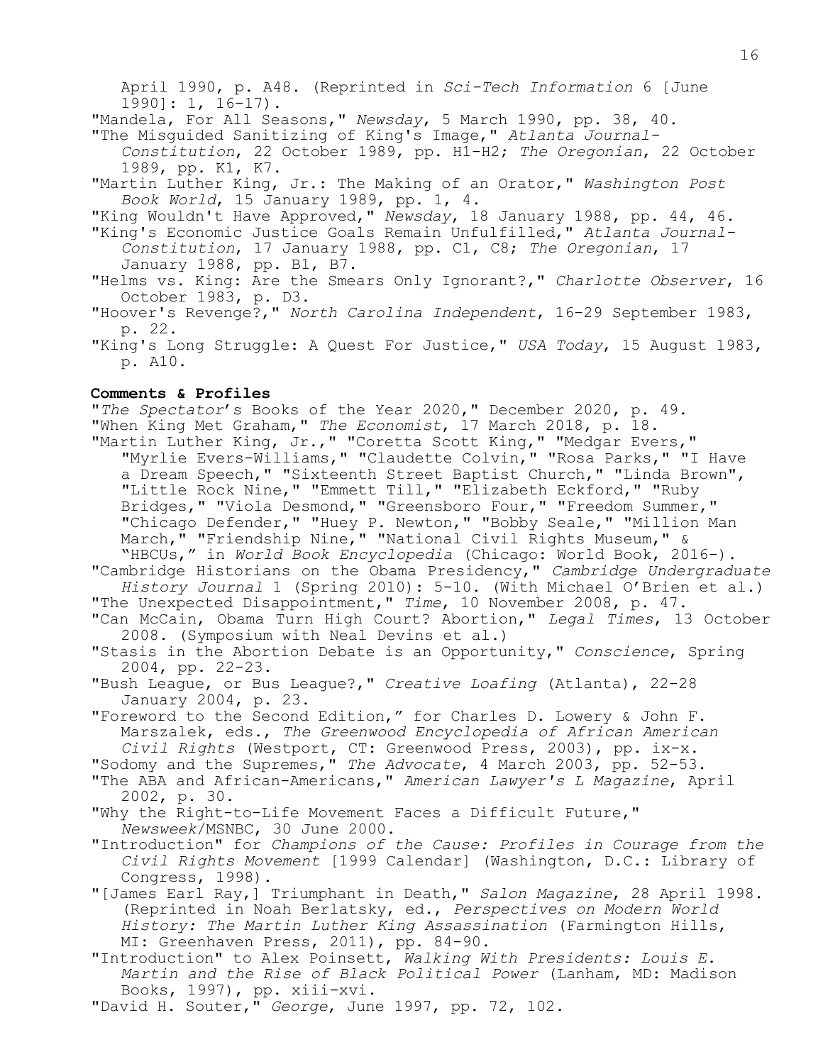April 1990, p. A48. (Reprinted in *Sci-Tech Information* 6 [June 1990]: 1, 16-17).

"Mandela, For All Seasons," *Newsday*, 5 March 1990, pp. 38, 40.

"The Misguided Sanitizing of King's Image," *Atlanta Journal-Constitution*, 22 October 1989, pp. H1-H2; *The Oregonian*, 22 October 1989, pp. K1, K7.

"Martin Luther King, Jr.: The Making of an Orator," *Washington Post Book World*, 15 January 1989, pp. 1, 4.

"King Wouldn't Have Approved," *Newsday*, 18 January 1988, pp. 44, 46.

"King's Economic Justice Goals Remain Unfulfilled," *Atlanta Journal-Constitution*, 17 January 1988, pp. C1, C8; *The Oregonian*, 17 January 1988, pp. B1, B7.

"Helms vs. King: Are the Smears Only Ignorant?," *Charlotte Observer*, 16 October 1983, p. D3.

"Hoover's Revenge?," *North Carolina Independent*, 16-29 September 1983, p. 22.

"King's Long Struggle: A Quest For Justice," *USA Today*, 15 August 1983, p. A10.

**Comments & Profiles**

"*The Spectator*'s Books of the Year 2020," December 2020, p. 49.

"When King Met Graham," *The Economist*, 17 March 2018, p. 18.

"Martin Luther King, Jr.," "Coretta Scott King," "Medgar Evers," "Myrlie Evers-Williams," "Claudette Colvin," "Rosa Parks," "I Have a Dream Speech," "Sixteenth Street Baptist Church," "Linda Brown", "Little Rock Nine," "Emmett Till," "Elizabeth Eckford," "Ruby Bridges," "Viola Desmond," "Greensboro Four," "Freedom Summer," "Chicago Defender," "Huey P. Newton," "Bobby Seale," "Million Man March," "Friendship Nine," "National Civil Rights Museum," & "HBCUs," in *World Book Encyclopedia* (Chicago: World Book, 2016-).

"Cambridge Historians on the Obama Presidency," *Cambridge Undergraduate History Journal* 1 (Spring 2010): 5-10. (With Michael O'Brien et al.)

"The Unexpected Disappointment," *Time*, 10 November 2008, p. 47.

"Can McCain, Obama Turn High Court? Abortion," *Legal Times*, 13 October 2008. (Symposium with Neal Devins et al.)

"Stasis in the Abortion Debate is an Opportunity," *Conscience*, Spring 2004, pp. 22-23.

"Bush League, or Bus League?," *Creative Loafing* (Atlanta), 22-28 January 2004, p. 23.

"Foreword to the Second Edition," for Charles D. Lowery & John F. Marszalek, eds., *The Greenwood Encyclopedia of African American Civil Rights* (Westport, CT: Greenwood Press, 2003), pp. ix-x.

"Sodomy and the Supremes," *The Advocate*, 4 March 2003, pp. 52-53.

"The ABA and African-Americans," *American Lawyer's L Magazine*, April 2002, p. 30.

"Why the Right-to-Life Movement Faces a Difficult Future," *Newsweek*/MSNBC, 30 June 2000.

"Introduction" for *Champions of the Cause: Profiles in Courage from the Civil Rights Movement* [1999 Calendar] (Washington, D.C.: Library of Congress, 1998).

"[James Earl Ray,] Triumphant in Death," *Salon Magazine*, 28 April 1998. (Reprinted in Noah Berlatsky, ed., *Perspectives on Modern World History: The Martin Luther King Assassination* (Farmington Hills, MI: Greenhaven Press, 2011), pp. 84-90.

"Introduction" to Alex Poinsett, *Walking With Presidents: Louis E. Martin and the Rise of Black Political Power* (Lanham, MD: Madison Books, 1997), pp. xiii-xvi.

"David H. Souter," *George*, June 1997, pp. 72, 102.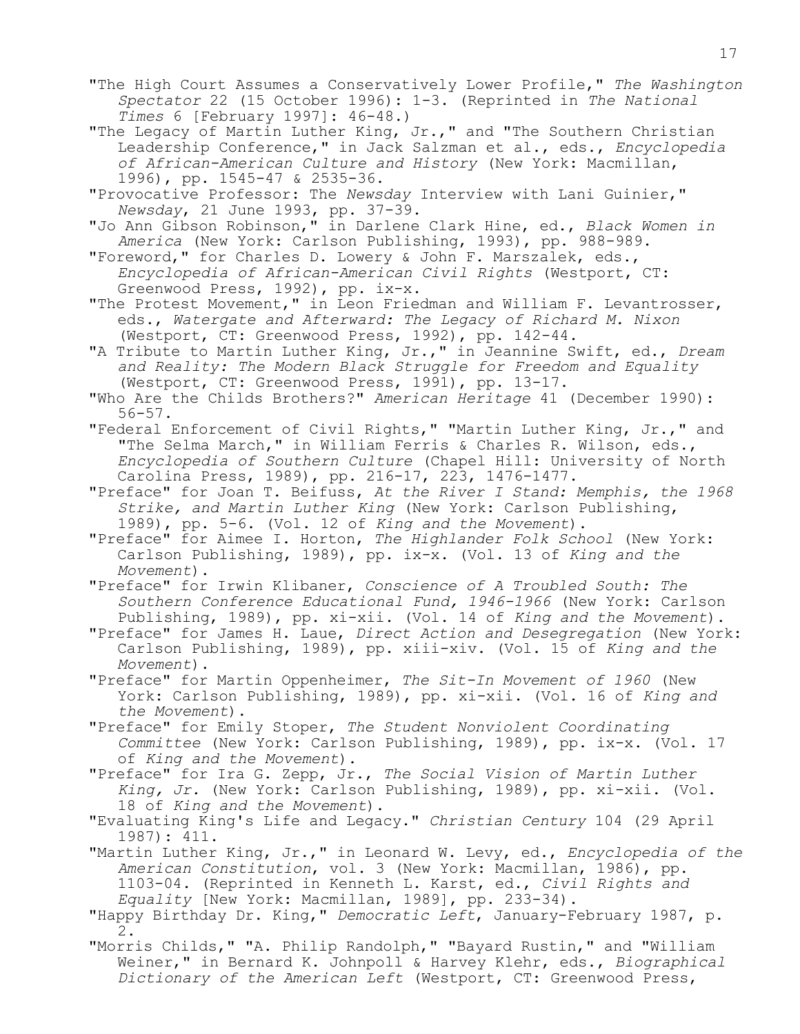"The High Court Assumes a Conservatively Lower Profile," *The Washington Spectator* 22 (15 October 1996): 1-3. (Reprinted in *The National Times* 6 [February 1997]: 46-48.)

"The Legacy of Martin Luther King, Jr.," and "The Southern Christian Leadership Conference," in Jack Salzman et al., eds., *Encyclopedia of African-American Culture and History* (New York: Macmillan, 1996), pp. 1545-47 & 2535-36.

"Provocative Professor: The *Newsday* Interview with Lani Guinier," *Newsday*, 21 June 1993, pp. 37-39.

"Jo Ann Gibson Robinson," in Darlene Clark Hine, ed., *Black Women in America* (New York: Carlson Publishing, 1993), pp. 988-989.

"Foreword," for Charles D. Lowery & John F. Marszalek, eds., *Encyclopedia of African-American Civil Rights* (Westport, CT: Greenwood Press, 1992), pp. ix-x.

"The Protest Movement," in Leon Friedman and William F. Levantrosser, eds., *Watergate and Afterward: The Legacy of Richard M. Nixon* (Westport, CT: Greenwood Press, 1992), pp. 142-44.

"A Tribute to Martin Luther King, Jr.," in Jeannine Swift, ed., *Dream and Reality: The Modern Black Struggle for Freedom and Equality* (Westport, CT: Greenwood Press, 1991), pp. 13-17.

"Who Are the Childs Brothers?" *American Heritage* 41 (December 1990): 56-57.

"Federal Enforcement of Civil Rights," "Martin Luther King, Jr.," and "The Selma March," in William Ferris & Charles R. Wilson, eds., *Encyclopedia of Southern Culture* (Chapel Hill: University of North Carolina Press, 1989), pp. 216-17, 223, 1476-1477.

"Preface" for Joan T. Beifuss, *At the River I Stand: Memphis, the 1968 Strike, and Martin Luther King* (New York: Carlson Publishing, 1989), pp. 5-6. (Vol. 12 of *King and the Movement*).

"Preface" for Aimee I. Horton, *The Highlander Folk School* (New York: Carlson Publishing, 1989), pp. ix-x. (Vol. 13 of *King and the Movement*).

"Preface" for Irwin Klibaner, *Conscience of A Troubled South: The Southern Conference Educational Fund, 1946-1966* (New York: Carlson Publishing, 1989), pp. xi-xii. (Vol. 14 of *King and the Movement*).

"Preface" for James H. Laue, *Direct Action and Desegregation* (New York: Carlson Publishing, 1989), pp. xiii-xiv. (Vol. 15 of *King and the Movement*).

"Preface" for Martin Oppenheimer, *The Sit-In Movement of 1960* (New York: Carlson Publishing, 1989), pp. xi-xii. (Vol. 16 of *King and the Movement*).

"Preface" for Emily Stoper, *The Student Nonviolent Coordinating Committee* (New York: Carlson Publishing, 1989), pp. ix-x. (Vol. 17 of *King and the Movement*).

"Preface" for Ira G. Zepp, Jr., *The Social Vision of Martin Luther King, Jr.* (New York: Carlson Publishing, 1989), pp. xi-xii. (Vol. 18 of *King and the Movement*).

"Evaluating King's Life and Legacy." *Christian Century* 104 (29 April 1987): 411.

"Martin Luther King, Jr.," in Leonard W. Levy, ed., *Encyclopedia of the American Constitution*, vol. 3 (New York: Macmillan, 1986), pp. 1103-04. (Reprinted in Kenneth L. Karst, ed., *Civil Rights and Equality* [New York: Macmillan, 1989], pp. 233-34).

"Happy Birthday Dr. King," *Democratic Left*, January-February 1987, p. 2.

"Morris Childs," "A. Philip Randolph," "Bayard Rustin," and "William Weiner," in Bernard K. Johnpoll & Harvey Klehr, eds., *Biographical Dictionary of the American Left* (Westport, CT: Greenwood Press,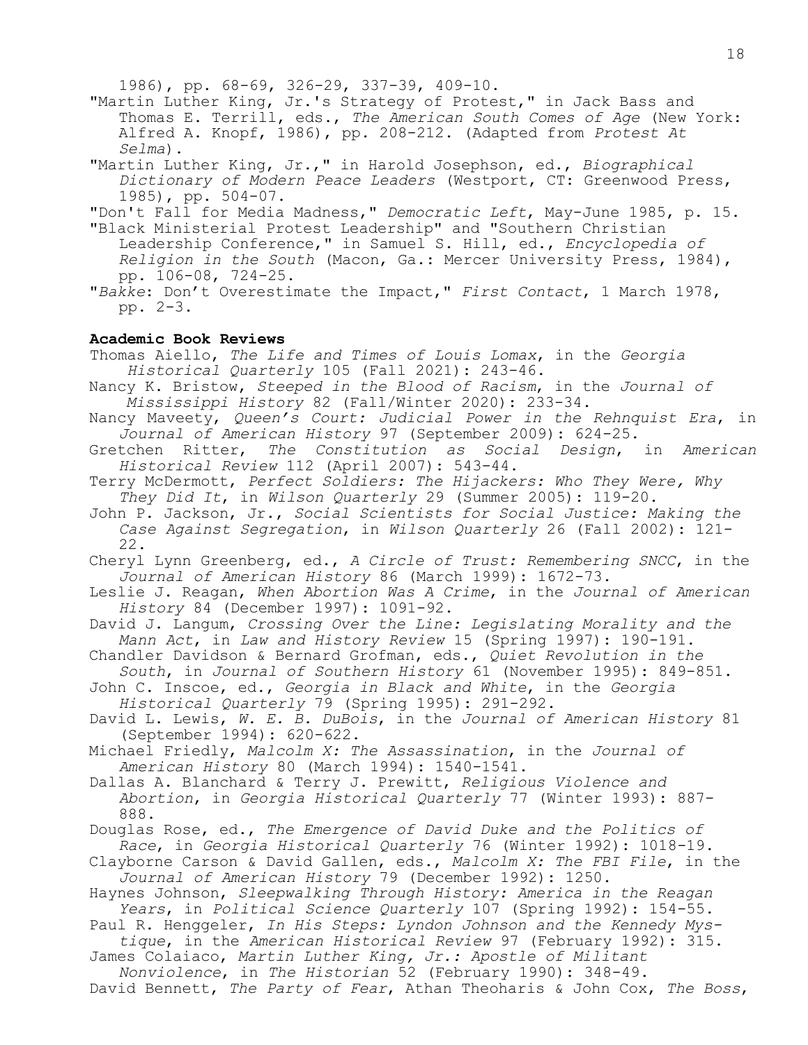1986), pp. 68-69, 326-29, 337-39, 409-10.

"Martin Luther King, Jr.'s Strategy of Protest," in Jack Bass and Thomas E. Terrill, eds., *The American South Comes of Age* (New York: Alfred A. Knopf, 1986), pp. 208-212. (Adapted from *Protest At Selma*).

"Martin Luther King, Jr.," in Harold Josephson, ed., *Biographical Dictionary of Modern Peace Leaders* (Westport, CT: Greenwood Press, 1985), pp. 504-07.

"Don't Fall for Media Madness," *Democratic Left*, May-June 1985, p. 15.

"Black Ministerial Protest Leadership" and "Southern Christian Leadership Conference," in Samuel S. Hill, ed., *Encyclopedia of Religion in the South* (Macon, Ga.: Mercer University Press, 1984), pp. 106-08, 724-25.

"*Bakke*: Don't Overestimate the Impact," *First Contact*, 1 March 1978, pp. 2-3.

**Academic Book Reviews**

Thomas Aiello, *The Life and Times of Louis Lomax*, in the *Georgia Historical Quarterly* 105 (Fall 2021): 243-46.

Nancy K. Bristow, *Steeped in the Blood of Racism*, in the *Journal of Mississippi History* 82 (Fall/Winter 2020): 233-34.

Nancy Maveety, *Queen's Court: Judicial Power in the Rehnquist Era*, in *Journal of American History* 97 (September 2009): 624-25.

Gretchen Ritter, *The Constitution as Social Design*, in *American Historical Review* 112 (April 2007): 543-44.

Terry McDermott, *Perfect Soldiers: The Hijackers: Who They Were, Why They Did It*, in *Wilson Quarterly* 29 (Summer 2005): 119-20.

John P. Jackson, Jr., *Social Scientists for Social Justice: Making the Case Against Segregation*, in *Wilson Quarterly* 26 (Fall 2002): 121-22.

Cheryl Lynn Greenberg, ed., *A Circle of Trust: Remembering SNCC*, in the *Journal of American History* 86 (March 1999): 1672-73.

Leslie J. Reagan, *When Abortion Was A Crime*, in the *Journal of American History* 84 (December 1997): 1091-92.

David J. Langum, *Crossing Over the Line: Legislating Morality and the Mann Act*, in *Law and History Review* 15 (Spring 1997): 190-191.

Chandler Davidson & Bernard Grofman, eds., *Quiet Revolution in the South*, in *Journal of Southern History* 61 (November 1995): 849-851.

John C. Inscoe, ed., *Georgia in Black and White*, in the *Georgia Historical Quarterly* 79 (Spring 1995): 291-292.

David L. Lewis, *W. E. B. DuBois*, in the *Journal of American History* 81 (September 1994): 620-622.

Michael Friedly, *Malcolm X: The Assassination*, in the *Journal of American History* 80 (March 1994): 1540-1541.

Dallas A. Blanchard & Terry J. Prewitt, *Religious Violence and Abortion*, in *Georgia Historical Quarterly* 77 (Winter 1993): 887-888.

Douglas Rose, ed., *The Emergence of David Duke and the Politics of Race*, in *Georgia Historical Quarterly* 76 (Winter 1992): 1018-19.

Clayborne Carson & David Gallen, eds., *Malcolm X: The FBI File*, in the *Journal of American History* 79 (December 1992): 1250.

Haynes Johnson, *Sleepwalking Through History: America in the Reagan Years*, in *Political Science Quarterly* 107 (Spring 1992): 154-55.

Paul R. Henggeler, *In His Steps: Lyndon Johnson and the Kennedy Mystique*, in the *American Historical Review* 97 (February 1992): 315.

James Colaiaco, *Martin Luther King, Jr.: Apostle of Militant Nonviolence*, in *The Historian* 52 (February 1990): 348-49.

David Bennett, *The Party of Fear*, Athan Theoharis & John Cox, *The Boss*,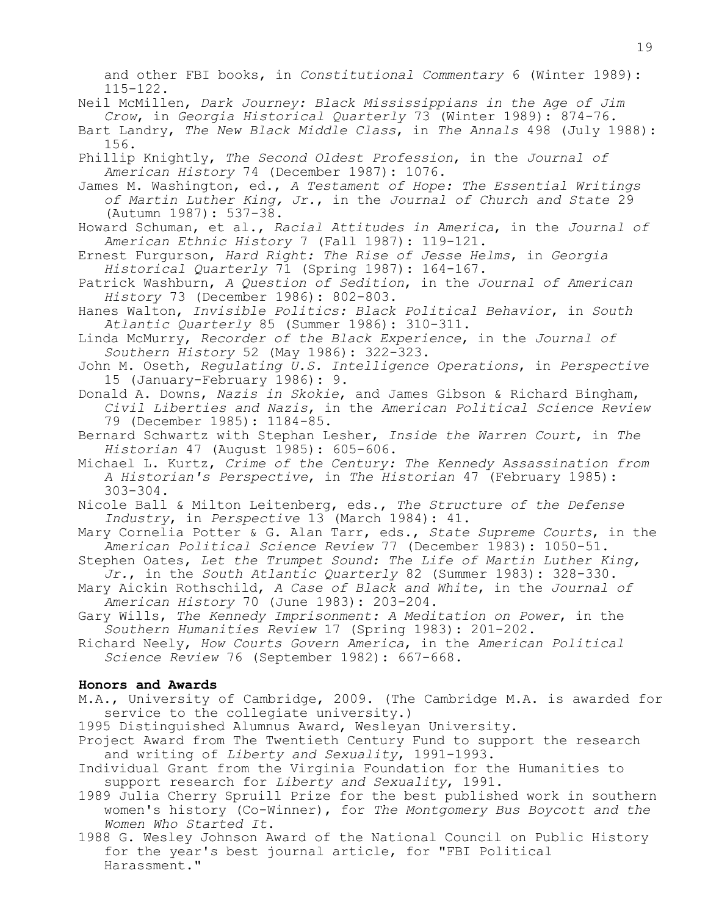and other FBI books, in *Constitutional Commentary* 6 (Winter 1989): 115-122.

Neil McMillen, *Dark Journey: Black Mississippians in the Age of Jim Crow*, in *Georgia Historical Quarterly* 73 (Winter 1989): 874-76.

Bart Landry, *The New Black Middle Class*, in *The Annals* 498 (July 1988): 156.

Phillip Knightly, *The Second Oldest Profession*, in the *Journal of American History* 74 (December 1987): 1076.

James M. Washington, ed., *A Testament of Hope: The Essential Writings of Martin Luther King, Jr.*, in the *Journal of Church and State* 29 (Autumn 1987): 537-38.

Howard Schuman, et al., *Racial Attitudes in America*, in the *Journal of American Ethnic History* 7 (Fall 1987): 119-121.

Ernest Furgurson, *Hard Right: The Rise of Jesse Helms*, in *Georgia Historical Quarterly* 71 (Spring 1987): 164-167.

Patrick Washburn, *A Question of Sedition*, in the *Journal of American History* 73 (December 1986): 802-803.

Hanes Walton, *Invisible Politics: Black Political Behavior*, in *South Atlantic Quarterly* 85 (Summer 1986): 310-311.

Linda McMurry, *Recorder of the Black Experience*, in the *Journal of Southern History* 52 (May 1986): 322-323.

John M. Oseth, *Regulating U.S. Intelligence Operations*, in *Perspective* 15 (January-February 1986): 9.

Donald A. Downs, *Nazis in Skokie*, and James Gibson & Richard Bingham, *Civil Liberties and Nazis*, in the *American Political Science Review* 79 (December 1985): 1184-85.

Bernard Schwartz with Stephan Lesher, *Inside the Warren Court*, in *The Historian* 47 (August 1985): 605-606.

Michael L. Kurtz, *Crime of the Century: The Kennedy Assassination from A Historian's Perspective*, in *The Historian* 47 (February 1985): 303-304.

Nicole Ball & Milton Leitenberg, eds., *The Structure of the Defense Industry*, in *Perspective* 13 (March 1984): 41.

Mary Cornelia Potter & G. Alan Tarr, eds., *State Supreme Courts*, in the *American Political Science Review* 77 (December 1983): 1050-51.

Stephen Oates, *Let the Trumpet Sound: The Life of Martin Luther King, Jr.*, in the *South Atlantic Quarterly* 82 (Summer 1983): 328-330.

Mary Aickin Rothschild, *A Case of Black and White*, in the *Journal of American History* 70 (June 1983): 203-204.

Gary Wills, *The Kennedy Imprisonment: A Meditation on Power*, in the *Southern Humanities Review* 17 (Spring 1983): 201-202.

Richard Neely, *How Courts Govern America*, in the *American Political Science Review* 76 (September 1982): 667-668.

**Honors and Awards**

M.A., University of Cambridge, 2009. (The Cambridge M.A. is awarded for service to the collegiate university.)

1995 Distinguished Alumnus Award, Wesleyan University.

Project Award from The Twentieth Century Fund to support the research and writing of *Liberty and Sexuality*, 1991-1993.

Individual Grant from the Virginia Foundation for the Humanities to support research for *Liberty and Sexuality*, 1991.

1989 Julia Cherry Spruill Prize for the best published work in southern women's history (Co-Winner), for *The Montgomery Bus Boycott and the Women Who Started It*.

1988 G. Wesley Johnson Award of the National Council on Public History for the year's best journal article, for "FBI Political Harassment."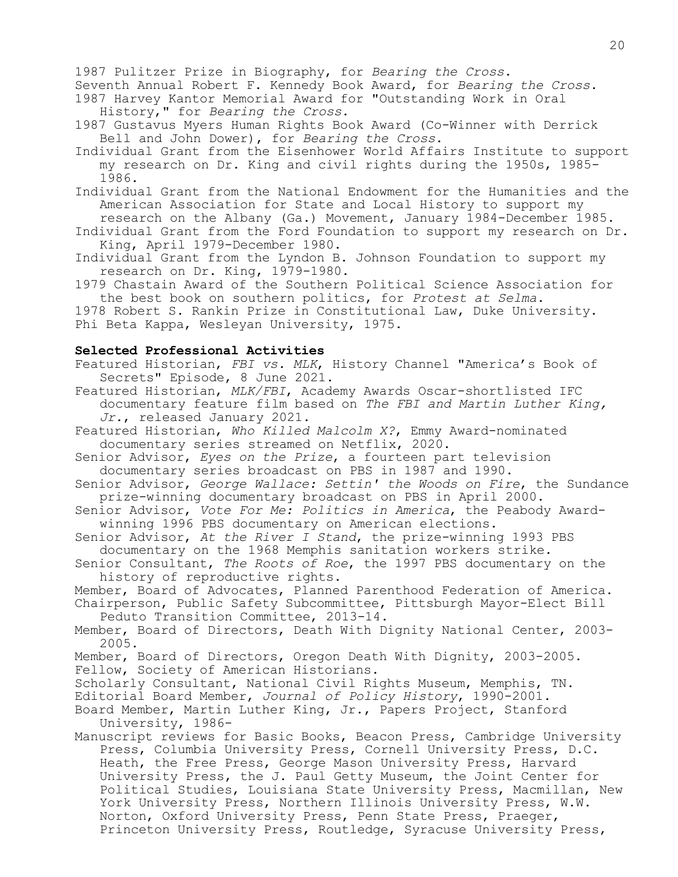1987 Pulitzer Prize in Biography, for *Bearing the Cross*.
Seventh Annual Robert F. Kennedy Book Award, for *Bearing the Cross*.
1987 Harvey Kantor Memorial Award for "Outstanding Work in Oral History," for *Bearing the Cross*.
1987 Gustavus Myers Human Rights Book Award (Co-Winner with Derrick Bell and John Dower), for *Bearing the Cross*.
Individual Grant from the Eisenhower World Affairs Institute to support my research on Dr. King and civil rights during the 1950s, 1985-1986.
Individual Grant from the National Endowment for the Humanities and the American Association for State and Local History to support my research on the Albany (Ga.) Movement, January 1984-December 1985.
Individual Grant from the Ford Foundation to support my research on Dr. King, April 1979-December 1980.
Individual Grant from the Lyndon B. Johnson Foundation to support my research on Dr. King, 1979-1980.
1979 Chastain Award of the Southern Political Science Association for the best book on southern politics, for *Protest at Selma*.
1978 Robert S. Rankin Prize in Constitutional Law, Duke University.
Phi Beta Kappa, Wesleyan University, 1975.

**Selected Professional Activities**

Featured Historian, *FBI vs. MLK*, History Channel "America's Book of Secrets" Episode, 8 June 2021.
Featured Historian, *MLK/FBI*, Academy Awards Oscar-shortlisted IFC documentary feature film based on *The FBI and Martin Luther King, Jr.*, released January 2021.
Featured Historian, *Who Killed Malcolm X?*, Emmy Award-nominated documentary series streamed on Netflix, 2020.
Senior Advisor, *Eyes on the Prize*, a fourteen part television documentary series broadcast on PBS in 1987 and 1990.
Senior Advisor, *George Wallace: Settin' the Woods on Fire*, the Sundance prize-winning documentary broadcast on PBS in April 2000.
Senior Advisor, *Vote For Me: Politics in America*, the Peabody Award-winning 1996 PBS documentary on American elections.
Senior Advisor, *At the River I Stand*, the prize-winning 1993 PBS documentary on the 1968 Memphis sanitation workers strike.
Senior Consultant, *The Roots of Roe*, the 1997 PBS documentary on the history of reproductive rights.
Member, Board of Advocates, Planned Parenthood Federation of America.
Chairperson, Public Safety Subcommittee, Pittsburgh Mayor-Elect Bill Peduto Transition Committee, 2013-14.
Member, Board of Directors, Death With Dignity National Center, 2003-2005.
Member, Board of Directors, Oregon Death With Dignity, 2003-2005.
Fellow, Society of American Historians.
Scholarly Consultant, National Civil Rights Museum, Memphis, TN.
Editorial Board Member, *Journal of Policy History*, 1990-2001.
Board Member, Martin Luther King, Jr., Papers Project, Stanford University, 1986-
Manuscript reviews for Basic Books, Beacon Press, Cambridge University Press, Columbia University Press, Cornell University Press, D.C. Heath, the Free Press, George Mason University Press, Harvard University Press, the J. Paul Getty Museum, the Joint Center for Political Studies, Louisiana State University Press, Macmillan, New York University Press, Northern Illinois University Press, W.W. Norton, Oxford University Press, Penn State Press, Praeger, Princeton University Press, Routledge, Syracuse University Press,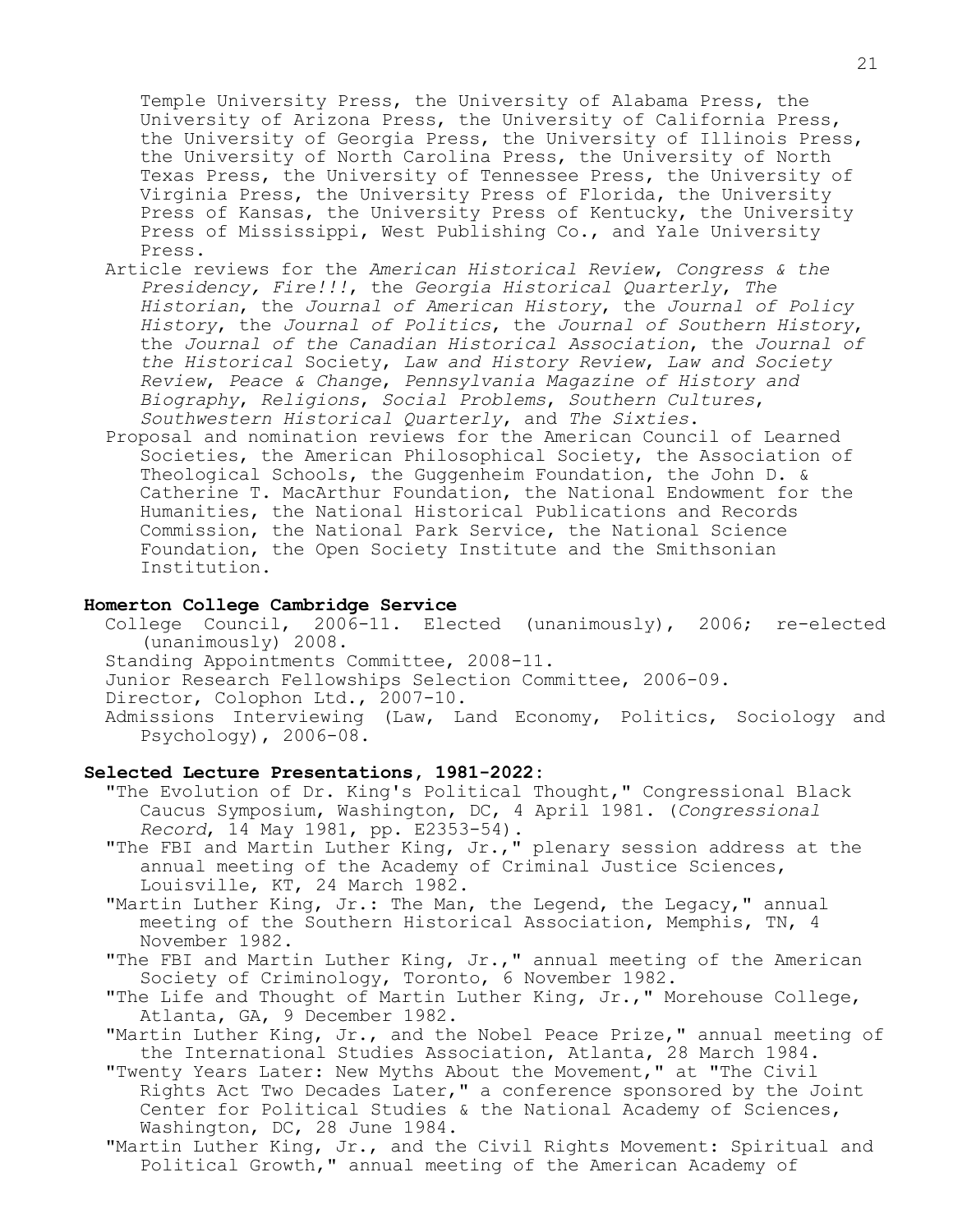Temple University Press, the University of Alabama Press, the University of Arizona Press, the University of California Press, the University of Georgia Press, the University of Illinois Press, the University of North Carolina Press, the University of North Texas Press, the University of Tennessee Press, the University of Virginia Press, the University Press of Florida, the University Press of Kansas, the University Press of Kentucky, the University Press of Mississippi, West Publishing Co., and Yale University Press.

Article reviews for the *American Historical Review*, *Congress & the Presidency, Fire!!!*, the *Georgia Historical Quarterly*, *The Historian*, the *Journal of American History*, the *Journal of Policy History*, the *Journal of Politics*, the *Journal of Southern History*, the *Journal of the Canadian Historical Association*, the *Journal of the Historical* Society, *Law and History Review*, *Law and Society Review*, *Peace & Change*, *Pennsylvania Magazine of History and Biography*, *Religions*, *Social Problems*, *Southern Cultures*, *Southwestern Historical Quarterly*, and *The Sixties*.

Proposal and nomination reviews for the American Council of Learned Societies, the American Philosophical Society, the Association of Theological Schools, the Guggenheim Foundation, the John D. & Catherine T. MacArthur Foundation, the National Endowment for the Humanities, the National Historical Publications and Records Commission, the National Park Service, the National Science Foundation, the Open Society Institute and the Smithsonian Institution.

**Homerton College Cambridge Service**

College Council, 2006-11. Elected (unanimously), 2006; re-elected (unanimously) 2008.

Standing Appointments Committee, 2008-11.

Junior Research Fellowships Selection Committee, 2006-09.

Director, Colophon Ltd., 2007-10.

Admissions Interviewing (Law, Land Economy, Politics, Sociology and Psychology), 2006-08.

**Selected Lecture Presentations, 1981-2022:**

"The Evolution of Dr. King's Political Thought," Congressional Black Caucus Symposium, Washington, DC, 4 April 1981. (*Congressional Record*, 14 May 1981, pp. E2353-54).

"The FBI and Martin Luther King, Jr.," plenary session address at the annual meeting of the Academy of Criminal Justice Sciences, Louisville, KT, 24 March 1982.

"Martin Luther King, Jr.: The Man, the Legend, the Legacy," annual meeting of the Southern Historical Association, Memphis, TN, 4 November 1982.

"The FBI and Martin Luther King, Jr.," annual meeting of the American Society of Criminology, Toronto, 6 November 1982.

"The Life and Thought of Martin Luther King, Jr.," Morehouse College, Atlanta, GA, 9 December 1982.

"Martin Luther King, Jr., and the Nobel Peace Prize," annual meeting of the International Studies Association, Atlanta, 28 March 1984.

"Twenty Years Later: New Myths About the Movement," at "The Civil Rights Act Two Decades Later," a conference sponsored by the Joint Center for Political Studies & the National Academy of Sciences, Washington, DC, 28 June 1984.

"Martin Luther King, Jr., and the Civil Rights Movement: Spiritual and Political Growth," annual meeting of the American Academy of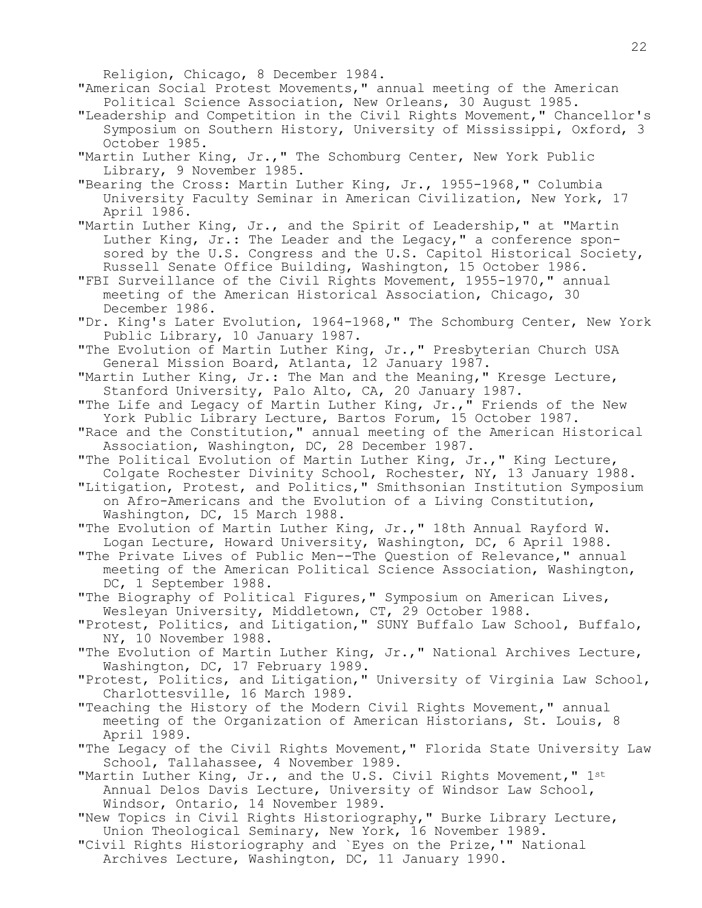Religion, Chicago, 8 December 1984.

"American Social Protest Movements," annual meeting of the American Political Science Association, New Orleans, 30 August 1985.

"Leadership and Competition in the Civil Rights Movement," Chancellor's Symposium on Southern History, University of Mississippi, Oxford, 3 October 1985.

"Martin Luther King, Jr.," The Schomburg Center, New York Public Library, 9 November 1985.

"Bearing the Cross: Martin Luther King, Jr., 1955-1968," Columbia University Faculty Seminar in American Civilization, New York, 17 April 1986.

"Martin Luther King, Jr., and the Spirit of Leadership," at "Martin Luther King, Jr.: The Leader and the Legacy," a conference sponsored by the U.S. Congress and the U.S. Capitol Historical Society, Russell Senate Office Building, Washington, 15 October 1986.

"FBI Surveillance of the Civil Rights Movement, 1955-1970," annual meeting of the American Historical Association, Chicago, 30 December 1986.

"Dr. King's Later Evolution, 1964-1968," The Schomburg Center, New York Public Library, 10 January 1987.

"The Evolution of Martin Luther King, Jr.," Presbyterian Church USA General Mission Board, Atlanta, 12 January 1987.

"Martin Luther King, Jr.: The Man and the Meaning," Kresge Lecture, Stanford University, Palo Alto, CA, 20 January 1987.

"The Life and Legacy of Martin Luther King, Jr.," Friends of the New York Public Library Lecture, Bartos Forum, 15 October 1987.

"Race and the Constitution," annual meeting of the American Historical Association, Washington, DC, 28 December 1987.

"The Political Evolution of Martin Luther King, Jr.," King Lecture, Colgate Rochester Divinity School, Rochester, NY, 13 January 1988.

"Litigation, Protest, and Politics," Smithsonian Institution Symposium on Afro-Americans and the Evolution of a Living Constitution, Washington, DC, 15 March 1988.

"The Evolution of Martin Luther King, Jr.," 18th Annual Rayford W. Logan Lecture, Howard University, Washington, DC, 6 April 1988.

"The Private Lives of Public Men--The Question of Relevance," annual meeting of the American Political Science Association, Washington, DC, 1 September 1988.

"The Biography of Political Figures," Symposium on American Lives, Wesleyan University, Middletown, CT, 29 October 1988.

"Protest, Politics, and Litigation," SUNY Buffalo Law School, Buffalo, NY, 10 November 1988.

"The Evolution of Martin Luther King, Jr.," National Archives Lecture, Washington, DC, 17 February 1989.

"Protest, Politics, and Litigation," University of Virginia Law School, Charlottesville, 16 March 1989.

"Teaching the History of the Modern Civil Rights Movement," annual meeting of the Organization of American Historians, St. Louis, 8 April 1989.

"The Legacy of the Civil Rights Movement," Florida State University Law School, Tallahassee, 4 November 1989.

"Martin Luther King, Jr., and the U.S. Civil Rights Movement," 1st Annual Delos Davis Lecture, University of Windsor Law School, Windsor, Ontario, 14 November 1989.

"New Topics in Civil Rights Historiography," Burke Library Lecture, Union Theological Seminary, New York, 16 November 1989.

"Civil Rights Historiography and `Eyes on the Prize,'" National Archives Lecture, Washington, DC, 11 January 1990.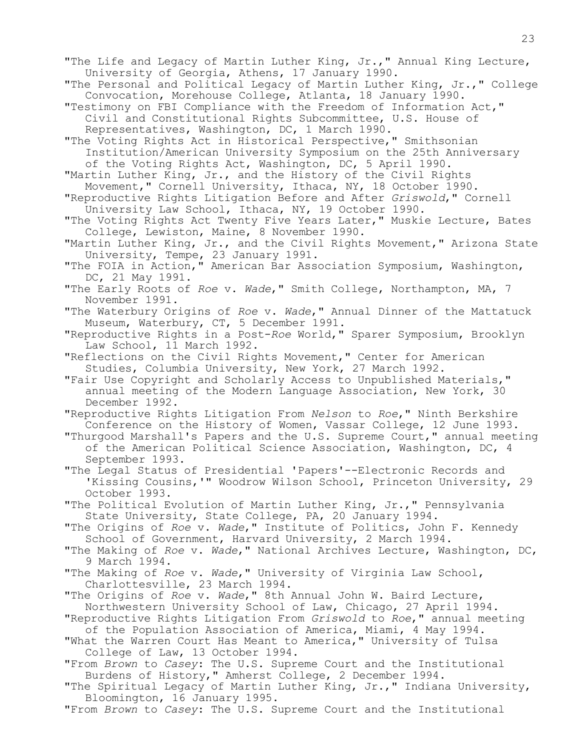"The Life and Legacy of Martin Luther King, Jr.," Annual King Lecture, University of Georgia, Athens, 17 January 1990.

"The Personal and Political Legacy of Martin Luther King, Jr.," College Convocation, Morehouse College, Atlanta, 18 January 1990.

"Testimony on FBI Compliance with the Freedom of Information Act," Civil and Constitutional Rights Subcommittee, U.S. House of Representatives, Washington, DC, 1 March 1990.

"The Voting Rights Act in Historical Perspective," Smithsonian Institution/American University Symposium on the 25th Anniversary of the Voting Rights Act, Washington, DC, 5 April 1990.

"Martin Luther King, Jr., and the History of the Civil Rights Movement," Cornell University, Ithaca, NY, 18 October 1990.

"Reproductive Rights Litigation Before and After *Griswold*," Cornell University Law School, Ithaca, NY, 19 October 1990.

"The Voting Rights Act Twenty Five Years Later," Muskie Lecture, Bates College, Lewiston, Maine, 8 November 1990.

"Martin Luther King, Jr., and the Civil Rights Movement," Arizona State University, Tempe, 23 January 1991.

"The FOIA in Action," American Bar Association Symposium, Washington, DC, 21 May 1991.

"The Early Roots of *Roe* v. *Wade*," Smith College, Northampton, MA, 7 November 1991.

"The Waterbury Origins of *Roe* v. *Wade*," Annual Dinner of the Mattatuck Museum, Waterbury, CT, 5 December 1991.

"Reproductive Rights in a Post-*Roe* World," Sparer Symposium, Brooklyn Law School, 11 March 1992.

"Reflections on the Civil Rights Movement," Center for American Studies, Columbia University, New York, 27 March 1992.

"Fair Use Copyright and Scholarly Access to Unpublished Materials," annual meeting of the Modern Language Association, New York, 30 December 1992.

"Reproductive Rights Litigation From *Nelson* to *Roe*," Ninth Berkshire Conference on the History of Women, Vassar College, 12 June 1993.

"Thurgood Marshall's Papers and the U.S. Supreme Court," annual meeting of the American Political Science Association, Washington, DC, 4 September 1993.

"The Legal Status of Presidential 'Papers'--Electronic Records and 'Kissing Cousins,'" Woodrow Wilson School, Princeton University, 29 October 1993.

"The Political Evolution of Martin Luther King, Jr.," Pennsylvania State University, State College, PA, 20 January 1994.

"The Origins of *Roe* v. *Wade*," Institute of Politics, John F. Kennedy School of Government, Harvard University, 2 March 1994.

"The Making of *Roe* v. *Wade*," National Archives Lecture, Washington, DC, 9 March 1994.

"The Making of *Roe* v. *Wade*," University of Virginia Law School, Charlottesville, 23 March 1994.

"The Origins of *Roe* v. *Wade*," 8th Annual John W. Baird Lecture, Northwestern University School of Law, Chicago, 27 April 1994.

"Reproductive Rights Litigation From *Griswold* to *Roe*," annual meeting of the Population Association of America, Miami, 4 May 1994.

"What the Warren Court Has Meant to America," University of Tulsa College of Law, 13 October 1994.

"From *Brown* to *Casey*: The U.S. Supreme Court and the Institutional Burdens of History," Amherst College, 2 December 1994.

"The Spiritual Legacy of Martin Luther King, Jr.," Indiana University, Bloomington, 16 January 1995.

"From *Brown* to *Casey*: The U.S. Supreme Court and the Institutional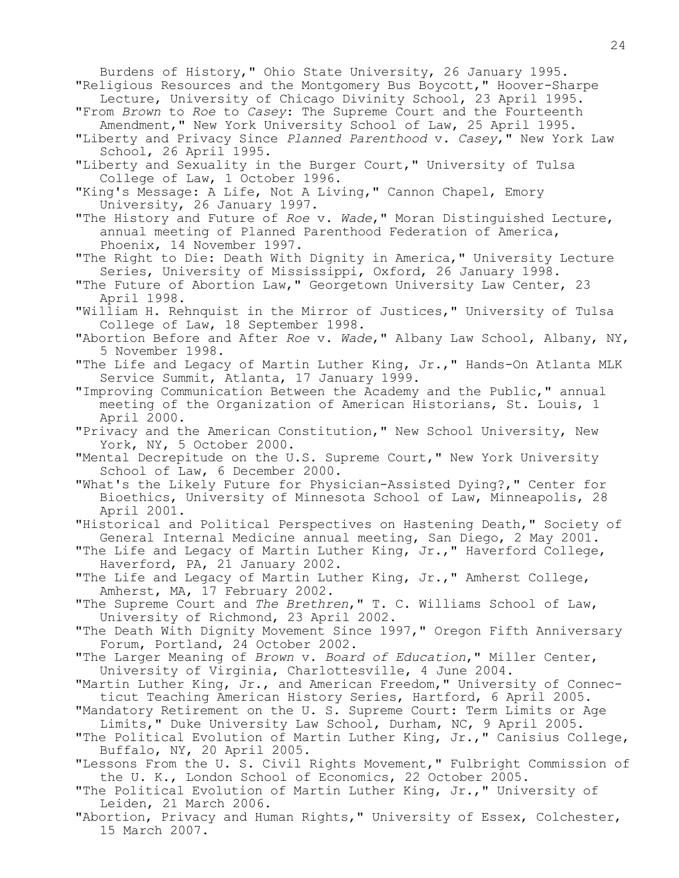Burdens of History," Ohio State University, 26 January 1995.

"Religious Resources and the Montgomery Bus Boycott," Hoover-Sharpe Lecture, University of Chicago Divinity School, 23 April 1995.

"From *Brown* to *Roe* to *Casey*: The Supreme Court and the Fourteenth Amendment," New York University School of Law, 25 April 1995.

"Liberty and Privacy Since *Planned Parenthood* v. *Casey*," New York Law School, 26 April 1995.

"Liberty and Sexuality in the Burger Court," University of Tulsa College of Law, 1 October 1996.

"King's Message: A Life, Not A Living," Cannon Chapel, Emory University, 26 January 1997.

"The History and Future of *Roe* v. *Wade*," Moran Distinguished Lecture, annual meeting of Planned Parenthood Federation of America, Phoenix, 14 November 1997.

"The Right to Die: Death With Dignity in America," University Lecture Series, University of Mississippi, Oxford, 26 January 1998.

"The Future of Abortion Law," Georgetown University Law Center, 23 April 1998.

"William H. Rehnquist in the Mirror of Justices," University of Tulsa College of Law, 18 September 1998.

"Abortion Before and After *Roe* v. *Wade*," Albany Law School, Albany, NY, 5 November 1998.

"The Life and Legacy of Martin Luther King, Jr.," Hands-On Atlanta MLK Service Summit, Atlanta, 17 January 1999.

"Improving Communication Between the Academy and the Public," annual meeting of the Organization of American Historians, St. Louis, 1 April 2000.

"Privacy and the American Constitution," New School University, New York, NY, 5 October 2000.

"Mental Decrepitude on the U.S. Supreme Court," New York University School of Law, 6 December 2000.

"What's the Likely Future for Physician-Assisted Dying?," Center for Bioethics, University of Minnesota School of Law, Minneapolis, 28 April 2001.

"Historical and Political Perspectives on Hastening Death," Society of General Internal Medicine annual meeting, San Diego, 2 May 2001.

"The Life and Legacy of Martin Luther King, Jr.," Haverford College, Haverford, PA, 21 January 2002.

"The Life and Legacy of Martin Luther King, Jr.," Amherst College, Amherst, MA, 17 February 2002.

"The Supreme Court and *The Brethren*," T. C. Williams School of Law, University of Richmond, 23 April 2002.

"The Death With Dignity Movement Since 1997," Oregon Fifth Anniversary Forum, Portland, 24 October 2002.

"The Larger Meaning of *Brown* v. *Board of Education*," Miller Center, University of Virginia, Charlottesville, 4 June 2004.

"Martin Luther King, Jr., and American Freedom," University of Connecticut Teaching American History Series, Hartford, 6 April 2005.

"Mandatory Retirement on the U. S. Supreme Court: Term Limits or Age Limits," Duke University Law School, Durham, NC, 9 April 2005.

"The Political Evolution of Martin Luther King, Jr.," Canisius College, Buffalo, NY, 20 April 2005.

"Lessons From the U. S. Civil Rights Movement," Fulbright Commission of the U. K., London School of Economics, 22 October 2005.

"The Political Evolution of Martin Luther King, Jr.," University of Leiden, 21 March 2006.

"Abortion, Privacy and Human Rights," University of Essex, Colchester, 15 March 2007.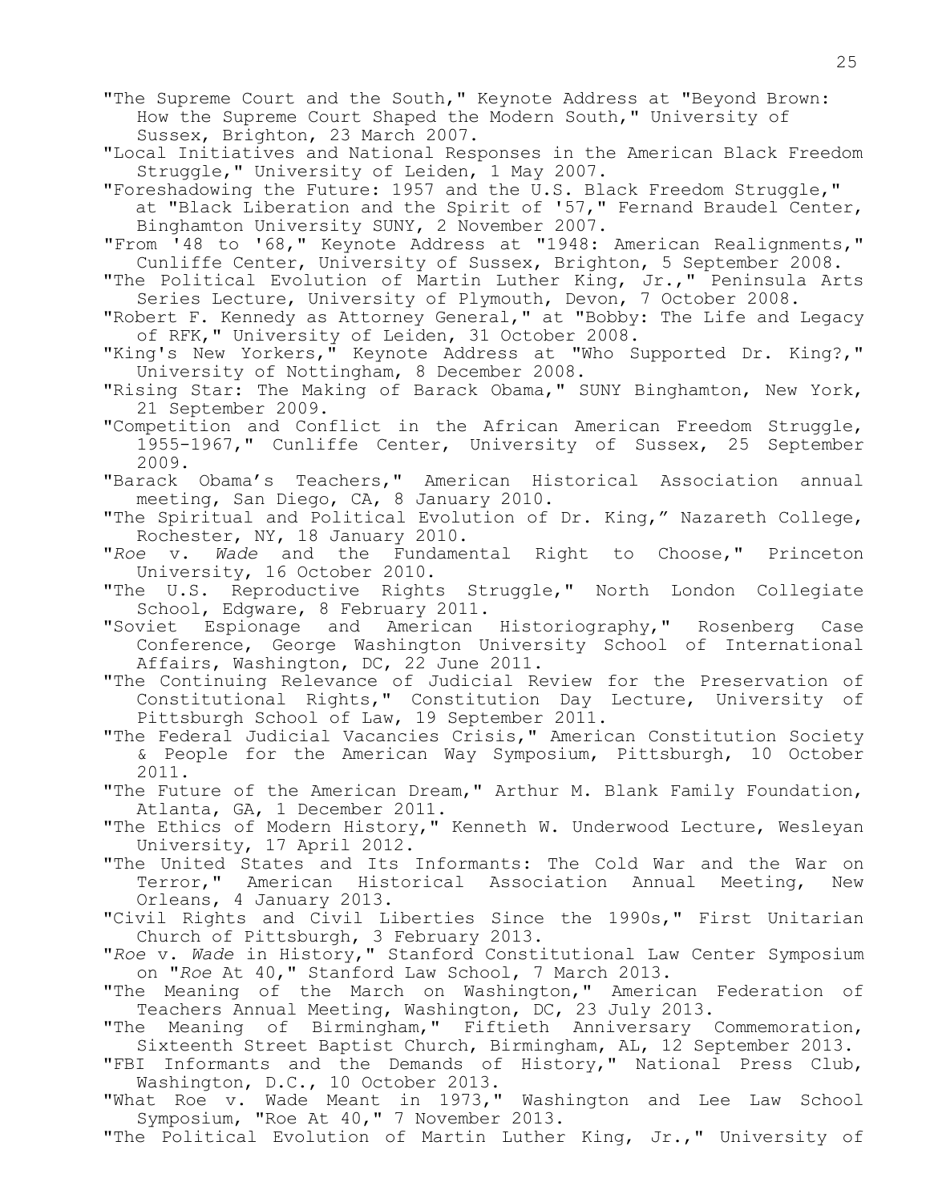"The Supreme Court and the South," Keynote Address at "Beyond Brown: How the Supreme Court Shaped the Modern South," University of Sussex, Brighton, 23 March 2007.

"Local Initiatives and National Responses in the American Black Freedom Struggle," University of Leiden, 1 May 2007.

"Foreshadowing the Future: 1957 and the U.S. Black Freedom Struggle," at "Black Liberation and the Spirit of '57," Fernand Braudel Center, Binghamton University SUNY, 2 November 2007.

"From '48 to '68," Keynote Address at "1948: American Realignments," Cunliffe Center, University of Sussex, Brighton, 5 September 2008.

"The Political Evolution of Martin Luther King, Jr.," Peninsula Arts Series Lecture, University of Plymouth, Devon, 7 October 2008.

"Robert F. Kennedy as Attorney General," at "Bobby: The Life and Legacy of RFK," University of Leiden, 31 October 2008.

"King's New Yorkers," Keynote Address at "Who Supported Dr. King?," University of Nottingham, 8 December 2008.

"Rising Star: The Making of Barack Obama," SUNY Binghamton, New York, 21 September 2009.

"Competition and Conflict in the African American Freedom Struggle, 1955-1967," Cunliffe Center, University of Sussex, 25 September 2009.

"Barack Obama's Teachers," American Historical Association annual meeting, San Diego, CA, 8 January 2010.

"The Spiritual and Political Evolution of Dr. King," Nazareth College, Rochester, NY, 18 January 2010.

"*Roe* v. *Wade* and the Fundamental Right to Choose," Princeton University, 16 October 2010.

"The U.S. Reproductive Rights Struggle," North London Collegiate School, Edgware, 8 February 2011.

"Soviet Espionage and American Historiography," Rosenberg Case Conference, George Washington University School of International Affairs, Washington, DC, 22 June 2011.

"The Continuing Relevance of Judicial Review for the Preservation of Constitutional Rights," Constitution Day Lecture, University of Pittsburgh School of Law, 19 September 2011.

"The Federal Judicial Vacancies Crisis," American Constitution Society & People for the American Way Symposium, Pittsburgh, 10 October 2011.

"The Future of the American Dream," Arthur M. Blank Family Foundation, Atlanta, GA, 1 December 2011.

"The Ethics of Modern History," Kenneth W. Underwood Lecture, Wesleyan University, 17 April 2012.

"The United States and Its Informants: The Cold War and the War on Terror," American Historical Association Annual Meeting, New Orleans, 4 January 2013.

"Civil Rights and Civil Liberties Since the 1990s," First Unitarian Church of Pittsburgh, 3 February 2013.

"*Roe* v. *Wade* in History," Stanford Constitutional Law Center Symposium on "*Roe* At 40," Stanford Law School, 7 March 2013.

"The Meaning of the March on Washington," American Federation of Teachers Annual Meeting, Washington, DC, 23 July 2013.

"The Meaning of Birmingham," Fiftieth Anniversary Commemoration, Sixteenth Street Baptist Church, Birmingham, AL, 12 September 2013.

"FBI Informants and the Demands of History," National Press Club, Washington, D.C., 10 October 2013.

"What Roe v. Wade Meant in 1973," Washington and Lee Law School Symposium, "Roe At 40," 7 November 2013.

"The Political Evolution of Martin Luther King, Jr.," University of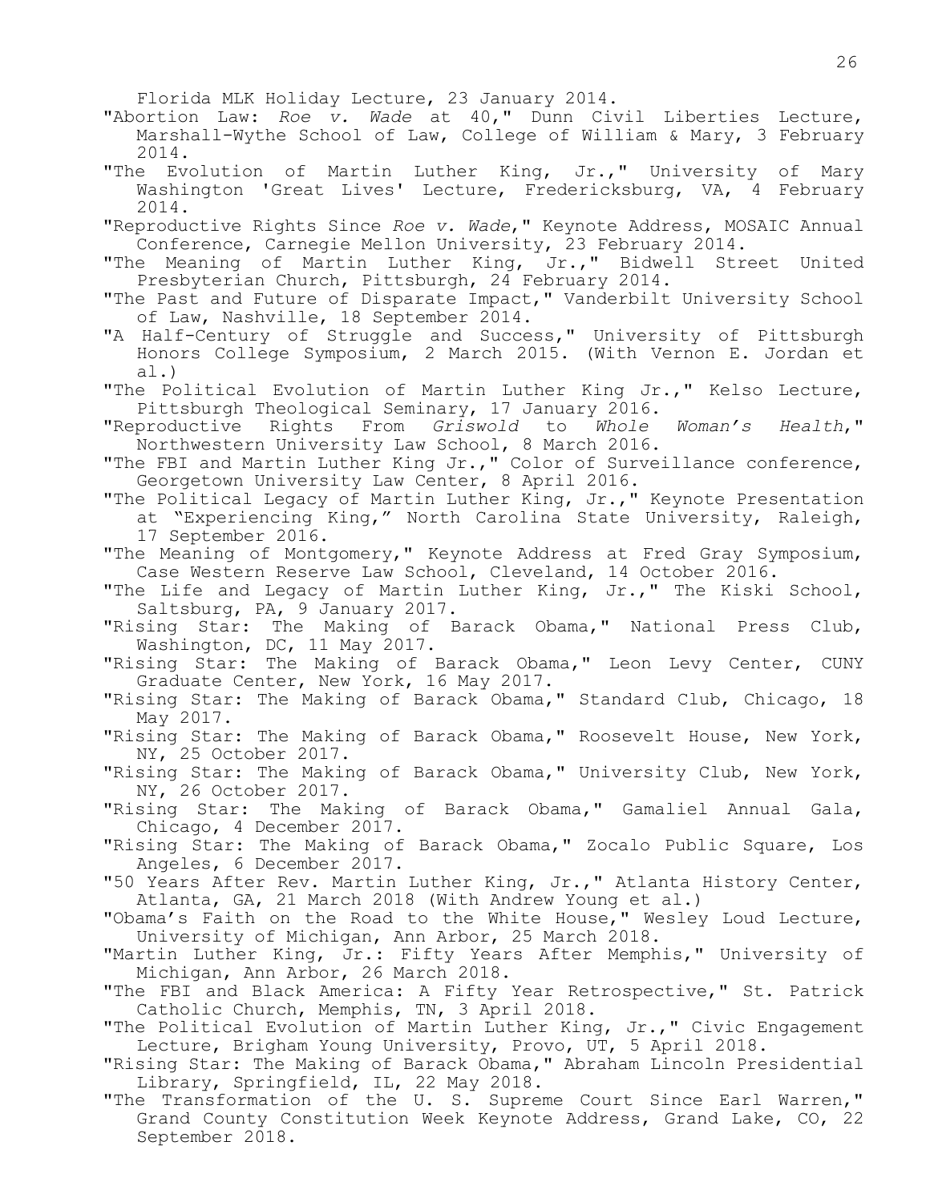Florida MLK Holiday Lecture, 23 January 2014.

"Abortion Law: *Roe v. Wade* at 40," Dunn Civil Liberties Lecture, Marshall-Wythe School of Law, College of William & Mary, 3 February 2014.

"The Evolution of Martin Luther King, Jr.," University of Mary Washington 'Great Lives' Lecture, Fredericksburg, VA, 4 February 2014.

"Reproductive Rights Since *Roe v. Wade*," Keynote Address, MOSAIC Annual Conference, Carnegie Mellon University, 23 February 2014.

"The Meaning of Martin Luther King, Jr.," Bidwell Street United Presbyterian Church, Pittsburgh, 24 February 2014.

"The Past and Future of Disparate Impact," Vanderbilt University School of Law, Nashville, 18 September 2014.

"A Half-Century of Struggle and Success," University of Pittsburgh Honors College Symposium, 2 March 2015. (With Vernon E. Jordan et al.)

"The Political Evolution of Martin Luther King Jr.," Kelso Lecture, Pittsburgh Theological Seminary, 17 January 2016.

"Reproductive Rights From *Griswold* to *Whole Woman's Health*," Northwestern University Law School, 8 March 2016.

"The FBI and Martin Luther King Jr.," Color of Surveillance conference, Georgetown University Law Center, 8 April 2016.

"The Political Legacy of Martin Luther King, Jr.," Keynote Presentation at "Experiencing King," North Carolina State University, Raleigh, 17 September 2016.

"The Meaning of Montgomery," Keynote Address at Fred Gray Symposium, Case Western Reserve Law School, Cleveland, 14 October 2016.

"The Life and Legacy of Martin Luther King, Jr.," The Kiski School, Saltsburg, PA, 9 January 2017.

"Rising Star: The Making of Barack Obama," National Press Club, Washington, DC, 11 May 2017.

"Rising Star: The Making of Barack Obama," Leon Levy Center, CUNY Graduate Center, New York, 16 May 2017.

"Rising Star: The Making of Barack Obama," Standard Club, Chicago, 18 May 2017.

"Rising Star: The Making of Barack Obama," Roosevelt House, New York, NY, 25 October 2017.

"Rising Star: The Making of Barack Obama," University Club, New York, NY, 26 October 2017.

"Rising Star: The Making of Barack Obama," Gamaliel Annual Gala, Chicago, 4 December 2017.

"Rising Star: The Making of Barack Obama," Zocalo Public Square, Los Angeles, 6 December 2017.

"50 Years After Rev. Martin Luther King, Jr.," Atlanta History Center, Atlanta, GA, 21 March 2018 (With Andrew Young et al.)

"Obama's Faith on the Road to the White House," Wesley Loud Lecture, University of Michigan, Ann Arbor, 25 March 2018.

"Martin Luther King, Jr.: Fifty Years After Memphis," University of Michigan, Ann Arbor, 26 March 2018.

"The FBI and Black America: A Fifty Year Retrospective," St. Patrick Catholic Church, Memphis, TN, 3 April 2018.

"The Political Evolution of Martin Luther King, Jr.," Civic Engagement Lecture, Brigham Young University, Provo, UT, 5 April 2018.

"Rising Star: The Making of Barack Obama," Abraham Lincoln Presidential Library, Springfield, IL, 22 May 2018.

"The Transformation of the U. S. Supreme Court Since Earl Warren," Grand County Constitution Week Keynote Address, Grand Lake, CO, 22 September 2018.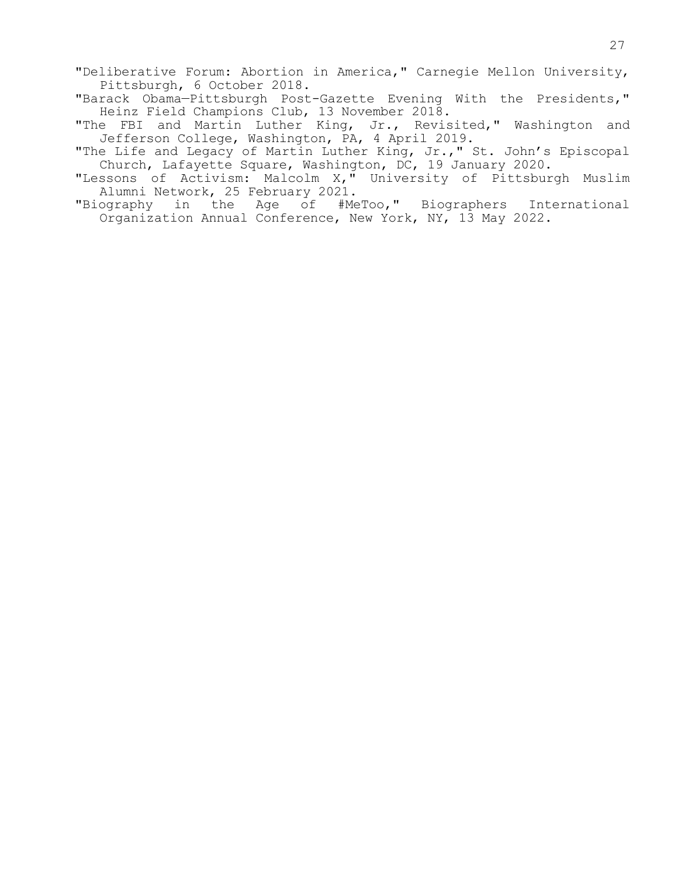"Deliberative Forum: Abortion in America," Carnegie Mellon University, Pittsburgh, 6 October 2018.

"Barack Obama—Pittsburgh Post-Gazette Evening With the Presidents," Heinz Field Champions Club, 13 November 2018.

"The FBI and Martin Luther King, Jr., Revisited," Washington and Jefferson College, Washington, PA, 4 April 2019.

"The Life and Legacy of Martin Luther King, Jr.," St. John's Episcopal Church, Lafayette Square, Washington, DC, 19 January 2020.

"Lessons of Activism: Malcolm X," University of Pittsburgh Muslim Alumni Network, 25 February 2021.

"Biography in the Age of #MeToo," Biographers International Organization Annual Conference, New York, NY, 13 May 2022.